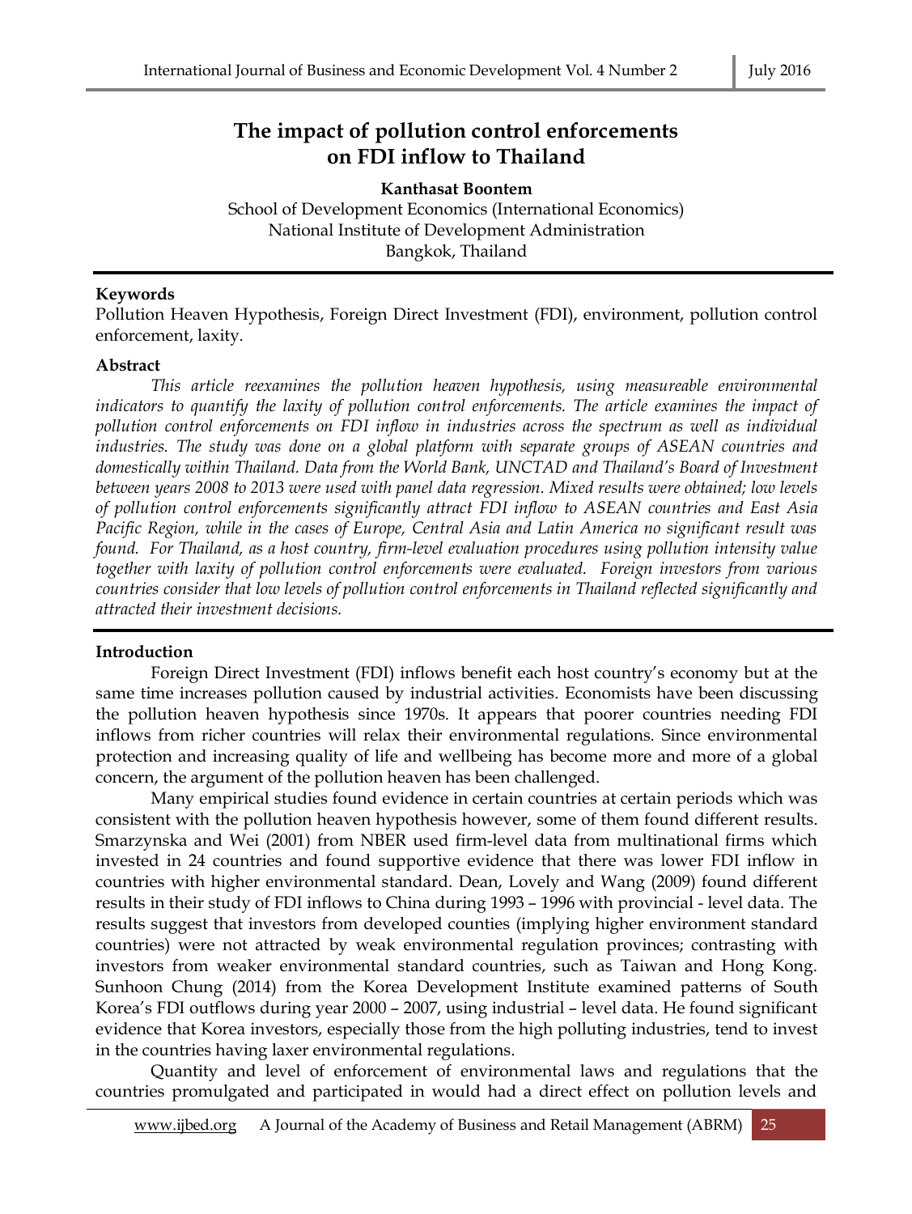# The impact of pollution control enforcements on FDI inflow to Thailand

**Kanthasat Boontem**
School of Development Economics (International Economics)
National Institute of Development Administration
Bangkok, Thailand

## Keywords

Pollution Heaven Hypothesis, Foreign Direct Investment (FDI), environment, pollution control enforcement, laxity.

## Abstract

*This article reexamines the pollution heaven hypothesis, using measureable environmental indicators to quantify the laxity of pollution control enforcements. The article examines the impact of pollution control enforcements on FDI inflow in industries across the spectrum as well as individual industries. The study was done on a global platform with separate groups of ASEAN countries and domestically within Thailand. Data from the World Bank, UNCTAD and Thailand's Board of Investment between years 2008 to 2013 were used with panel data regression. Mixed results were obtained; low levels of pollution control enforcements significantly attract FDI inflow to ASEAN countries and East Asia Pacific Region, while in the cases of Europe, Central Asia and Latin America no significant result was found. For Thailand, as a host country, firm-level evaluation procedures using pollution intensity value together with laxity of pollution control enforcements were evaluated. Foreign investors from various countries consider that low levels of pollution control enforcements in Thailand reflected significantly and attracted their investment decisions.*

## Introduction

Foreign Direct Investment (FDI) inflows benefit each host country's economy but at the same time increases pollution caused by industrial activities. Economists have been discussing the pollution heaven hypothesis since 1970s. It appears that poorer countries needing FDI inflows from richer countries will relax their environmental regulations. Since environmental protection and increasing quality of life and wellbeing has become more and more of a global concern, the argument of the pollution heaven has been challenged.

Many empirical studies found evidence in certain countries at certain periods which was consistent with the pollution heaven hypothesis however, some of them found different results. Smarzynska and Wei (2001) from NBER used firm-level data from multinational firms which invested in 24 countries and found supportive evidence that there was lower FDI inflow in countries with higher environmental standard. Dean, Lovely and Wang (2009) found different results in their study of FDI inflows to China during 1993 – 1996 with provincial - level data. The results suggest that investors from developed counties (implying higher environment standard countries) were not attracted by weak environmental regulation provinces; contrasting with investors from weaker environmental standard countries, such as Taiwan and Hong Kong. Sunhoon Chung (2014) from the Korea Development Institute examined patterns of South Korea's FDI outflows during year 2000 – 2007, using industrial – level data. He found significant evidence that Korea investors, especially those from the high polluting industries, tend to invest in the countries having laxer environmental regulations.

Quantity and level of enforcement of environmental laws and regulations that the countries promulgated and participated in would had a direct effect on pollution levels and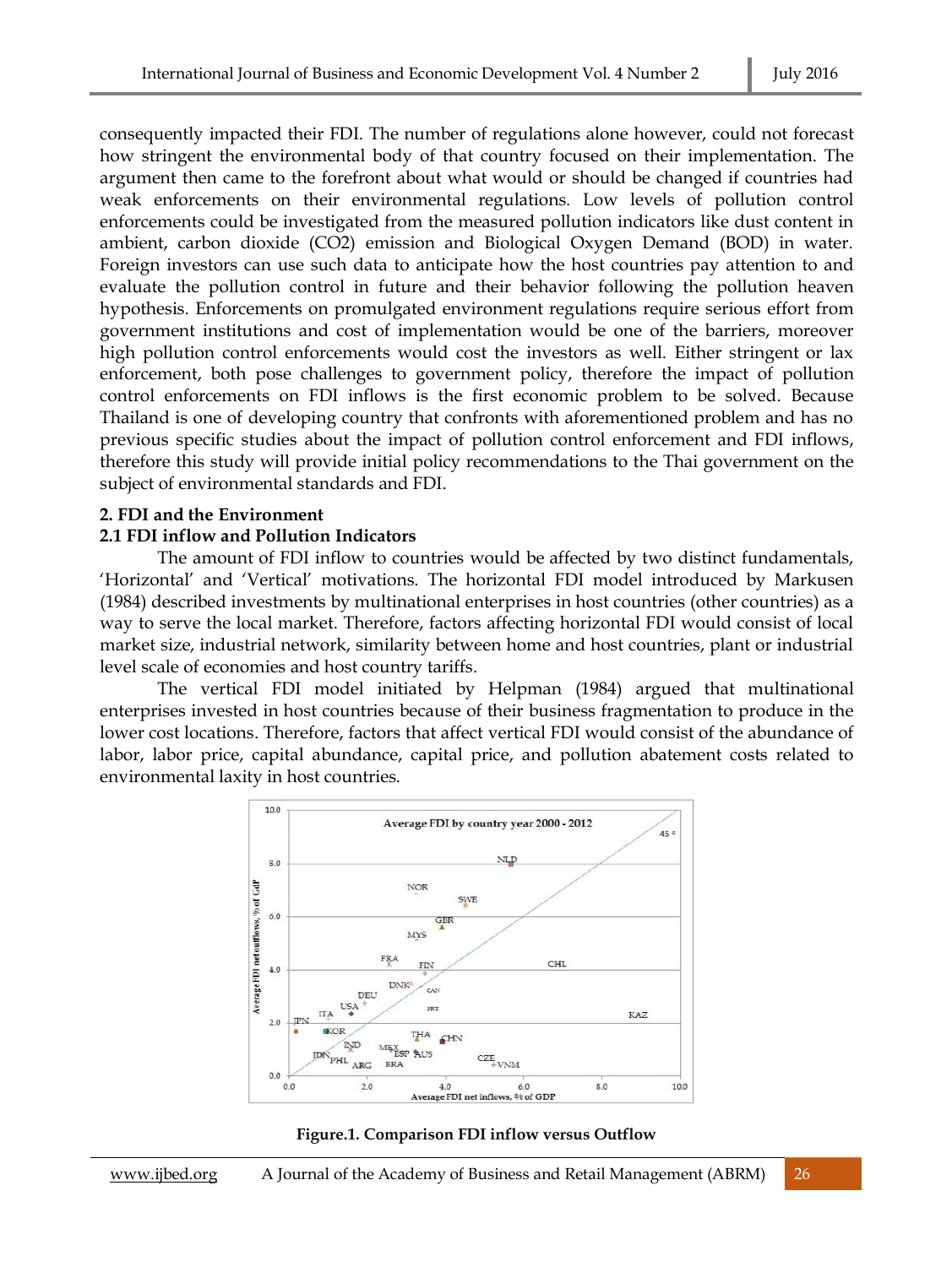consequently impacted their FDI. The number of regulations alone however, could not forecast how stringent the environmental body of that country focused on their implementation. The argument then came to the forefront about what would or should be changed if countries had weak enforcements on their environmental regulations. Low levels of pollution control enforcements could be investigated from the measured pollution indicators like dust content in ambient, carbon dioxide ($CO_2$) emission and Biological Oxygen Demand (BOD) in water. Foreign investors can use such data to anticipate how the host countries pay attention to and evaluate the pollution control in future and their behavior following the pollution heaven hypothesis. Enforcements on promulgated environment regulations require serious effort from government institutions and cost of implementation would be one of the barriers, moreover high pollution control enforcements would cost the investors as well. Either stringent or lax enforcement, both pose challenges to government policy, therefore the impact of pollution control enforcements on FDI inflows is the first economic problem to be solved. Because Thailand is one of developing country that confronts with aforementioned problem and has no previous specific studies about the impact of pollution control enforcement and FDI inflows, therefore this study will provide initial policy recommendations to the Thai government on the subject of environmental standards and FDI.

## 2. FDI and the Environment

### 2.1 FDI inflow and Pollution Indicators

The amount of FDI inflow to countries would be affected by two distinct fundamentals, 'Horizontal' and 'Vertical' motivations. The horizontal FDI model introduced by Markusen (1984) described investments by multinational enterprises in host countries (other countries) as a way to serve the local market. Therefore, factors affecting horizontal FDI would consist of local market size, industrial network, similarity between home and host countries, plant or industrial level scale of economies and host country tariffs.

The vertical FDI model initiated by Helpman (1984) argued that multinational enterprises invested in host countries because of their business fragmentation to produce in the lower cost locations. Therefore, factors that affect vertical FDI would consist of the abundance of labor, labor price, capital abundance, capital price, and pollution abatement costs related to environmental laxity in host countries.

**Figure.1. Comparison FDI inflow versus Outflow**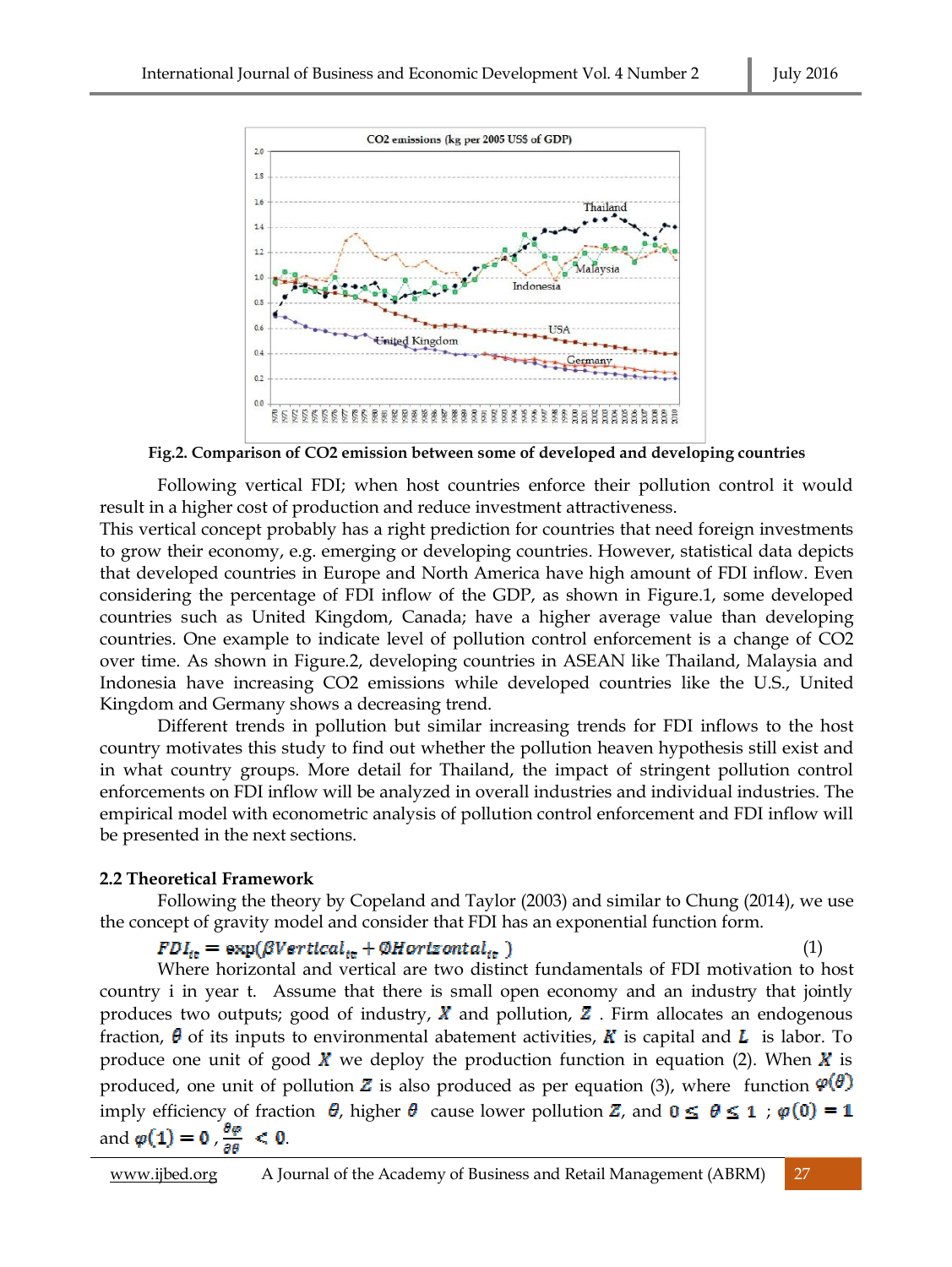Fig.2. Comparison of CO2 emission between some of developed and developing countries

Following vertical FDI; when host countries enforce their pollution control it would result in a higher cost of production and reduce investment attractiveness.

This vertical concept probably has a right prediction for countries that need foreign investments to grow their economy, e.g. emerging or developing countries. However, statistical data depicts that developed countries in Europe and North America have high amount of FDI inflow. Even considering the percentage of FDI inflow of the GDP, as shown in Figure.1, some developed countries such as United Kingdom, Canada; have a higher average value than developing countries. One example to indicate level of pollution control enforcement is a change of CO2 over time. As shown in Figure.2, developing countries in ASEAN like Thailand, Malaysia and Indonesia have increasing CO2 emissions while developed countries like the U.S., United Kingdom and Germany shows a decreasing trend.

Different trends in pollution but similar increasing trends for FDI inflows to the host country motivates this study to find out whether the pollution heaven hypothesis still exist and in what country groups. More detail for Thailand, the impact of stringent pollution control enforcements on FDI inflow will be analyzed in overall industries and individual industries. The empirical model with econometric analysis of pollution control enforcement and FDI inflow will be presented in the next sections.

**2.2 Theoretical Framework**

Following the theory by Copeland and Taylor (2003) and similar to Chung (2014), we use the concept of gravity model and consider that FDI has an exponential function form.

$$FDI_{it} = \exp(\beta Vertical_{it} + \emptyset Horizontal_{it}) \quad (1)$$

Where horizontal and vertical are two distinct fundamentals of FDI motivation to host country i in year t. Assume that there is small open economy and an industry that jointly produces two outputs; good of industry, $X$ and pollution, $Z$ . Firm allocates an endogenous fraction, $\theta$ of its inputs to environmental abatement activities, $K$ is capital and $L$ is labor. To produce one unit of good $X$ we deploy the production function in equation (2). When $X$ is produced, one unit of pollution $Z$ is also produced as per equation (3), where function $\varphi(\theta)$ imply efficiency of fraction $\theta$, higher $\theta$ cause lower pollution $Z$, and $0 \leq \theta \leq 1$ ; $\varphi(0) = 1$ and $\varphi(1) = 0$ , $\frac{\partial \varphi}{\partial \theta} < 0$.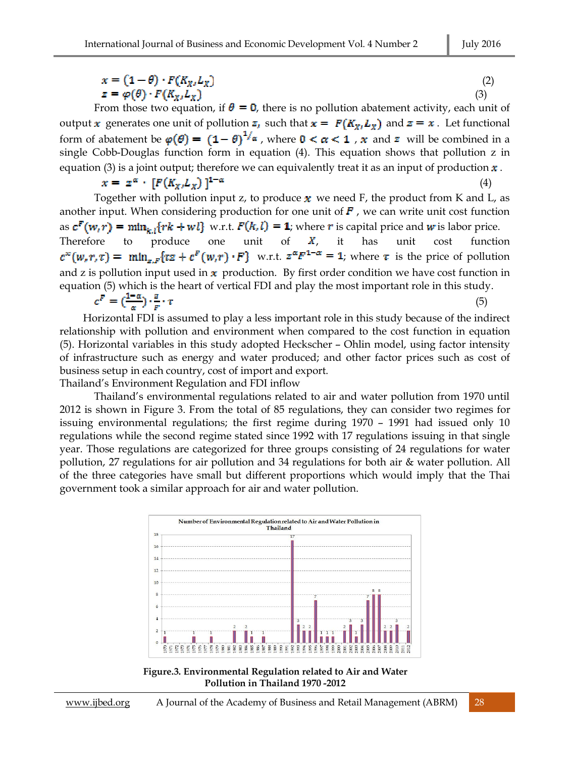$$x = (1-\theta) \cdot F(K_X, L_X) \tag{2}$$

$$z = \varphi(\theta) \cdot F(K_X, L_X) \tag{3}$$

From those two equation, if $\theta = 0$, there is no pollution abatement activity, each unit of output $x$ generates one unit of pollution $z$, such that $x = F(K_X, L_X)$ and $z = x$. Let functional form of abatement be $\varphi(\theta) = (1-\theta)^{1/\alpha}$, where $0 < \alpha < 1$, $x$ and $z$ will be combined in a single Cobb-Douglas function form in equation (4). This equation shows that pollution z in equation (3) is a joint output; therefore we can equivalently treat it as an input of production $x$.

$$x = z^{\alpha} \cdot [F(K_X, L_X)]^{1-\alpha} \tag{4}$$

Together with pollution input z, to produce $x$ we need F, the product from K and L, as another input. When considering production for one unit of $F$, we can write unit cost function as $c^F(w,r) = \min_{k,l}\{rk + wl\}$ w.r.t. $F(k,l) = 1$; where $r$ is capital price and $w$ is labor price. Therefore to produce one unit of $X$, it has unit cost function $c^x(w,r,\tau) = \min_{z,F}\{\tau z + c^F(w,r) \cdot F\}$ w.r.t. $z^{\alpha}F^{1-\alpha} = 1$; where $\tau$ is the price of pollution and z is pollution input used in $x$ production. By first order condition we have cost function in equation (5) which is the heart of vertical FDI and play the most important role in this study.

$$c^F = \left(\frac{1-\alpha}{\alpha}\right) \cdot \frac{z}{F} \cdot \tau \tag{5}$$

Horizontal FDI is assumed to play a less important role in this study because of the indirect relationship with pollution and environment when compared to the cost function in equation (5). Horizontal variables in this study adopted Heckscher – Ohlin model, using factor intensity of infrastructure such as energy and water produced; and other factor prices such as cost of business setup in each country, cost of import and export.

## Thailand's Environment Regulation and FDI inflow

Thailand's environmental regulations related to air and water pollution from 1970 until 2012 is shown in Figure 3. From the total of 85 regulations, they can consider two regimes for issuing environmental regulations; the first regime during 1970 – 1991 had issued only 10 regulations while the second regime stated since 1992 with 17 regulations issuing in that single year. Those regulations are categorized for three groups consisting of 24 regulations for water pollution, 27 regulations for air pollution and 34 regulations for both air & water pollution. All of the three categories have small but different proportions which would imply that the Thai government took a similar approach for air and water pollution.

**Figure.3. Environmental Regulation related to Air and Water Pollution in Thailand 1970 -2012**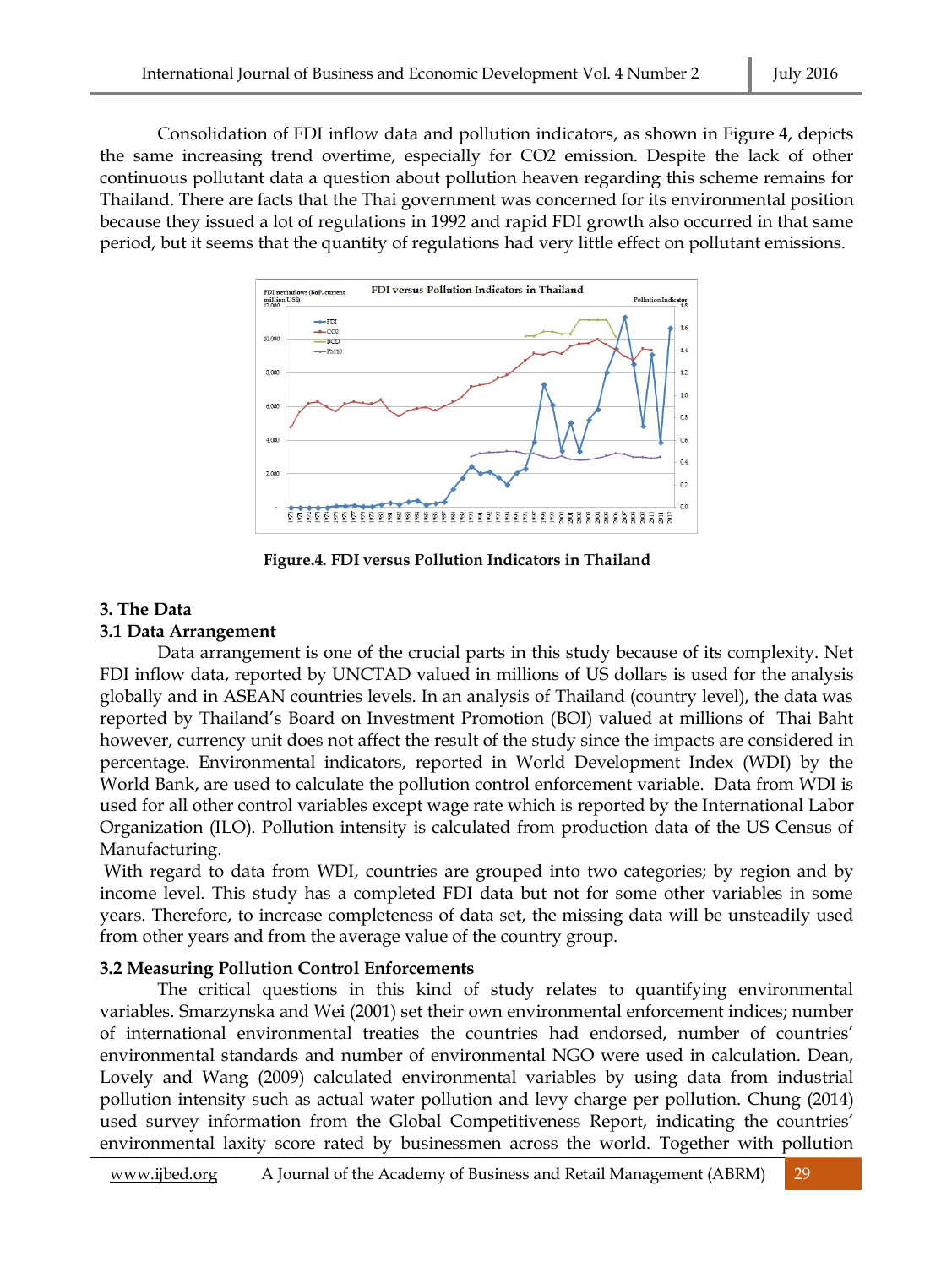Consolidation of FDI inflow data and pollution indicators, as shown in Figure 4, depicts the same increasing trend overtime, especially for $CO_2$ emission. Despite the lack of other continuous pollutant data a question about pollution heaven regarding this scheme remains for Thailand. There are facts that the Thai government was concerned for its environmental position because they issued a lot of regulations in 1992 and rapid FDI growth also occurred in that same period, but it seems that the quantity of regulations had very little effect on pollutant emissions.

**Figure.4. FDI versus Pollution Indicators in Thailand**

## 3. The Data

### 3.1 Data Arrangement

Data arrangement is one of the crucial parts in this study because of its complexity. Net FDI inflow data, reported by UNCTAD valued in millions of US dollars is used for the analysis globally and in ASEAN countries levels. In an analysis of Thailand (country level), the data was reported by Thailand's Board on Investment Promotion (BOI) valued at millions of Thai Baht however, currency unit does not affect the result of the study since the impacts are considered in percentage. Environmental indicators, reported in World Development Index (WDI) by the World Bank, are used to calculate the pollution control enforcement variable. Data from WDI is used for all other control variables except wage rate which is reported by the International Labor Organization (ILO). Pollution intensity is calculated from production data of the US Census of Manufacturing.

With regard to data from WDI, countries are grouped into two categories; by region and by income level. This study has a completed FDI data but not for some other variables in some years. Therefore, to increase completeness of data set, the missing data will be unsteadily used from other years and from the average value of the country group.

### 3.2 Measuring Pollution Control Enforcements

The critical questions in this kind of study relates to quantifying environmental variables. Smarzynska and Wei (2001) set their own environmental enforcement indices; number of international environmental treaties the countries had endorsed, number of countries' environmental standards and number of environmental NGO were used in calculation. Dean, Lovely and Wang (2009) calculated environmental variables by using data from industrial pollution intensity such as actual water pollution and levy charge per pollution. Chung (2014) used survey information from the Global Competitiveness Report, indicating the countries' environmental laxity score rated by businessmen across the world. Together with pollution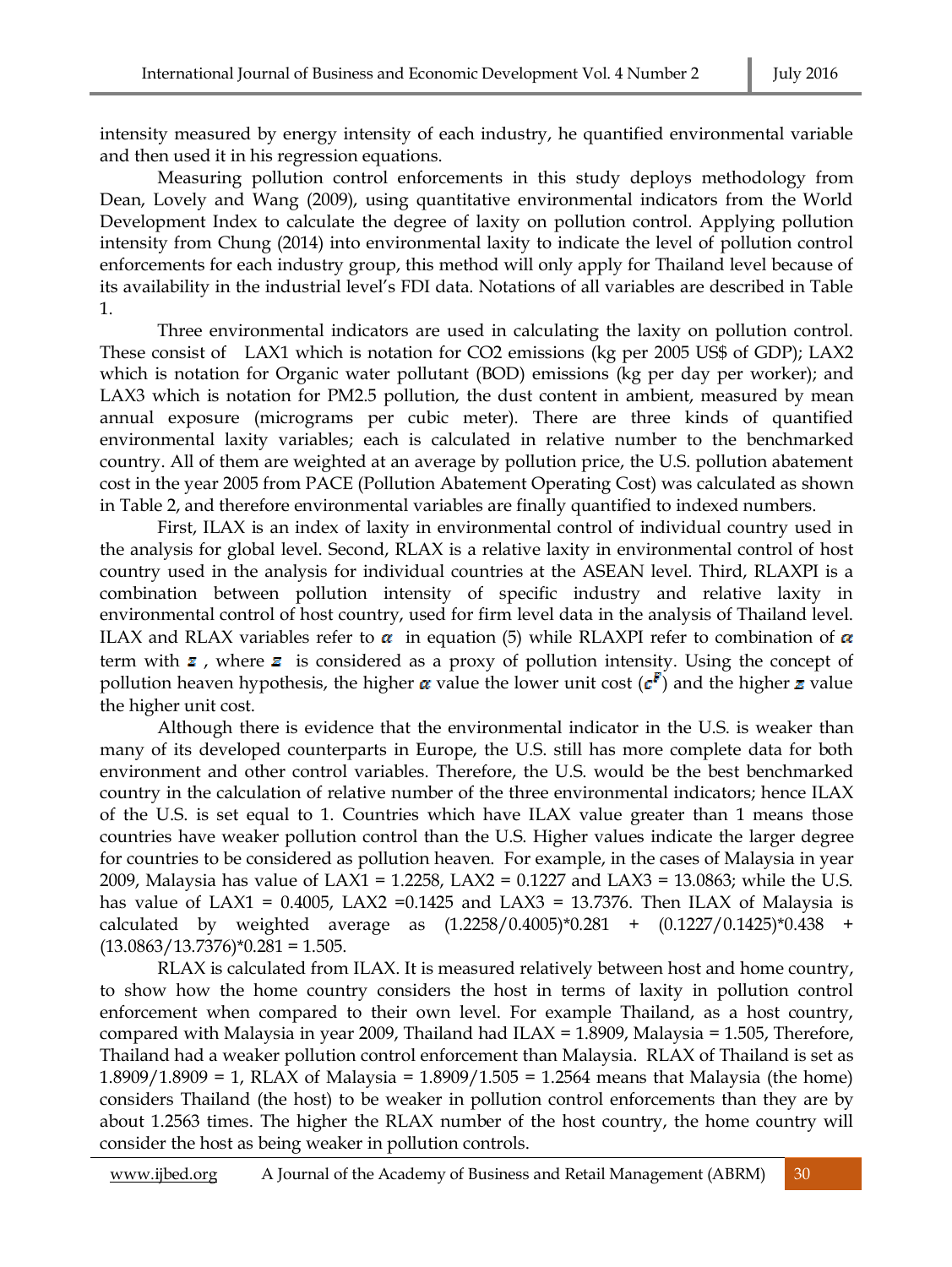intensity measured by energy intensity of each industry, he quantified environmental variable and then used it in his regression equations.

Measuring pollution control enforcements in this study deploys methodology from Dean, Lovely and Wang (2009), using quantitative environmental indicators from the World Development Index to calculate the degree of laxity on pollution control. Applying pollution intensity from Chung (2014) into environmental laxity to indicate the level of pollution control enforcements for each industry group, this method will only apply for Thailand level because of its availability in the industrial level's FDI data. Notations of all variables are described in Table 1.

Three environmental indicators are used in calculating the laxity on pollution control. These consist of LAX1 which is notation for $CO_2$ emissions (kg per 2005 US$ of GDP); LAX2 which is notation for Organic water pollutant (BOD) emissions (kg per day per worker); and LAX3 which is notation for PM2.5 pollution, the dust content in ambient, measured by mean annual exposure (micrograms per cubic meter). There are three kinds of quantified environmental laxity variables; each is calculated in relative number to the benchmarked country. All of them are weighted at an average by pollution price, the U.S. pollution abatement cost in the year 2005 from PACE (Pollution Abatement Operating Cost) was calculated as shown in Table 2, and therefore environmental variables are finally quantified to indexed numbers.

First, ILAX is an index of laxity in environmental control of individual country used in the analysis for global level. Second, RLAX is a relative laxity in environmental control of host country used in the analysis for individual countries at the ASEAN level. Third, RLAXPI is a combination between pollution intensity of specific industry and relative laxity in environmental control of host country, used for firm level data in the analysis of Thailand level. ILAX and RLAX variables refer to $\alpha$ in equation (5) while RLAXPI refer to combination of $\alpha$ term with $z$ , where $z$ is considered as a proxy of pollution intensity. Using the concept of pollution heaven hypothesis, the higher $\alpha$ value the lower unit cost ($c^F$) and the higher $z$ value the higher unit cost.

Although there is evidence that the environmental indicator in the U.S. is weaker than many of its developed counterparts in Europe, the U.S. still has more complete data for both environment and other control variables. Therefore, the U.S. would be the best benchmarked country in the calculation of relative number of the three environmental indicators; hence ILAX of the U.S. is set equal to 1. Countries which have ILAX value greater than 1 means those countries have weaker pollution control than the U.S. Higher values indicate the larger degree for countries to be considered as pollution heaven. For example, in the cases of Malaysia in year 2009, Malaysia has value of LAX1 = 1.2258, LAX2 = 0.1227 and LAX3 = 13.0863; while the U.S. has value of LAX1 = 0.4005, LAX2 =0.1425 and LAX3 = 13.7376. Then ILAX of Malaysia is calculated by weighted average as $(1.2258/0.4005)*0.281 + (0.1227/0.1425)*0.438 + (13.0863/13.7376)*0.281 = 1.505$.

RLAX is calculated from ILAX. It is measured relatively between host and home country, to show how the home country considers the host in terms of laxity in pollution control enforcement when compared to their own level. For example Thailand, as a host country, compared with Malaysia in year 2009, Thailand had ILAX = 1.8909, Malaysia = 1.505, Therefore, Thailand had a weaker pollution control enforcement than Malaysia. RLAX of Thailand is set as 1.8909/1.8909 = 1, RLAX of Malaysia = 1.8909/1.505 = 1.2564 means that Malaysia (the home) considers Thailand (the host) to be weaker in pollution control enforcements than they are by about 1.2563 times. The higher the RLAX number of the host country, the home country will consider the host as being weaker in pollution controls.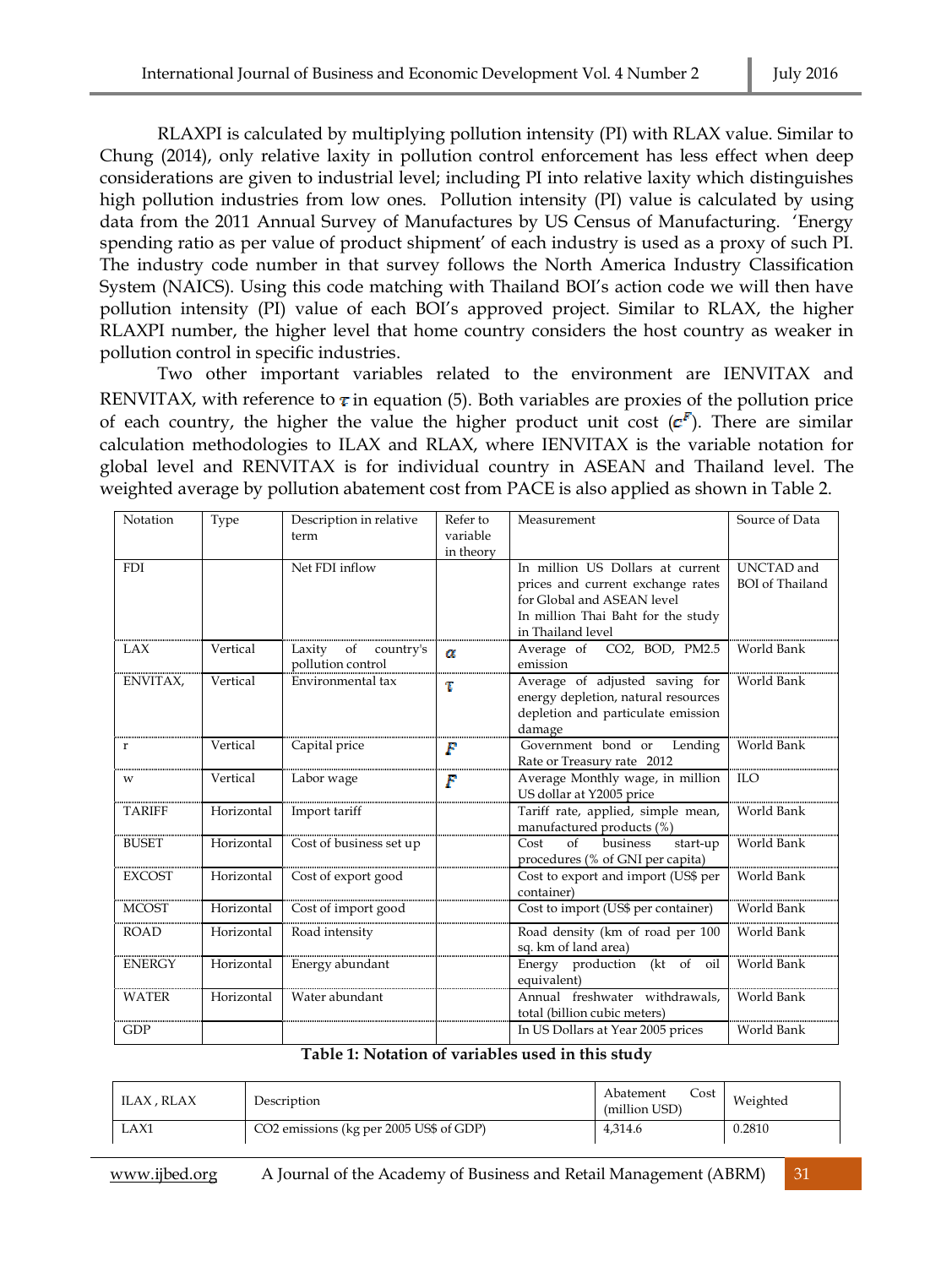RLAXPI is calculated by multiplying pollution intensity (PI) with RLAX value. Similar to Chung (2014), only relative laxity in pollution control enforcement has less effect when deep considerations are given to industrial level; including PI into relative laxity which distinguishes high pollution industries from low ones. Pollution intensity (PI) value is calculated by using data from the 2011 Annual Survey of Manufactures by US Census of Manufacturing. 'Energy spending ratio as per value of product shipment' of each industry is used as a proxy of such PI. The industry code number in that survey follows the North America Industry Classification System (NAICS). Using this code matching with Thailand BOI's action code we will then have pollution intensity (PI) value of each BOI's approved project. Similar to RLAX, the higher RLAXPI number, the higher level that home country considers the host country as weaker in pollution control in specific industries.

Two other important variables related to the environment are IENVITAX and RENVITAX, with reference to $\tau$ in equation (5). Both variables are proxies of the pollution price of each country, the higher the value the higher product unit cost ($c^F$). There are similar calculation methodologies to ILAX and RLAX, where IENVITAX is the variable notation for global level and RENVITAX is for individual country in ASEAN and Thailand level. The weighted average by pollution abatement cost from PACE is also applied as shown in Table 2.

| Notation | Type | Description in relative term | Refer to variable in theory | Measurement | Source of Data |
|---|---|---|---|---|---|
| FDI | | Net FDI inflow | | In million US Dollars at current prices and current exchange rates for Global and ASEAN level<br>In million Thai Baht for the study in Thailand level | UNCTAD and BOI of Thailand |
| LAX | Vertical | Laxity of country's pollution control | $\alpha$ | Average of CO2, BOD, PM2.5 emission | World Bank |
| ENVITAX, | Vertical | Environmental tax | $\tau$ | Average of adjusted saving for energy depletion, natural resources depletion and particulate emission damage | World Bank |
| r | Vertical | Capital price | $F$ | Government bond or Lending Rate or Treasury rate 2012 | World Bank |
| w | Vertical | Labor wage | $F$ | Average Monthly wage, in million US dollar at Y2005 price | ILO |
| TARIFF | Horizontal | Import tariff | | Tariff rate, applied, simple mean, manufactured products (%) | World Bank |
| BUSET | Horizontal | Cost of business set up | | Cost of business start-up procedures (% of GNI per capita) | World Bank |
| EXCOST | Horizontal | Cost of export good | | Cost to export and import (US$ per container) | World Bank |
| MCOST | Horizontal | Cost of import good | | Cost to import (US$ per container) | World Bank |
| ROAD | Horizontal | Road intensity | | Road density (km of road per 100 sq. km of land area) | World Bank |
| ENERGY | Horizontal | Energy abundant | | Energy production (kt of oil equivalent) | World Bank |
| WATER | Horizontal | Water abundant | | Annual freshwater withdrawals, total (billion cubic meters) | World Bank |
| GDP | | | | In US Dollars at Year 2005 prices | World Bank |

**Table 1: Notation of variables used in this study**

| ILAX , RLAX | Description | Abatement Cost (million USD) | Weighted |
|---|---|---|---|
| LAX1 | CO2 emissions (kg per 2005 US$ of GDP) | 4,314.6 | 0.2810 |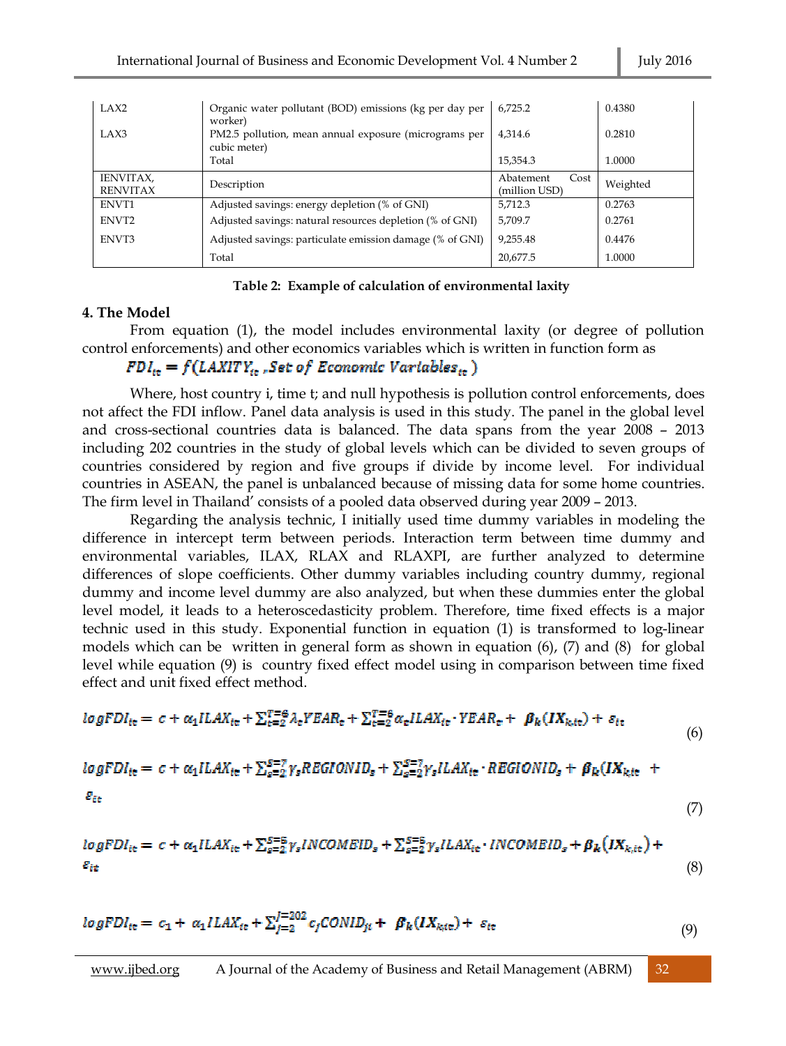| | | | |
|---|---|---|---|
| LAX2 | Organic water pollutant (BOD) emissions (kg per day per worker) | 6,725.2 | 0.4380 |
| LAX3 | PM2.5 pollution, mean annual exposure (micrograms per cubic meter) | 4,314.6 | 0.2810 |
| | Total | 15,354.3 | 1.0000 |
| IENVITAX, RENVITAX | Description | Abatement Cost (million USD) | Weighted |
| ENVT1 | Adjusted savings: energy depletion (% of GNI) | 5,712.3 | 0.2763 |
| ENVT2 | Adjusted savings: natural resources depletion (% of GNI) | 5,709.7 | 0.2761 |
| ENVT3 | Adjusted savings: particulate emission damage (% of GNI) | 9,255.48 | 0.4476 |
| | Total | 20,677.5 | 1.0000 |

**Table 2: Example of calculation of environmental laxity**

## 4. The Model

From equation (1), the model includes environmental laxity (or degree of pollution control enforcements) and other economics variables which is written in function form as

$$FDI_{it} = f(LAXITY_{it}, Set\ of\ Economic\ Variables_{it})$$

Where, host country i, time t; and null hypothesis is pollution control enforcements, does not affect the FDI inflow. Panel data analysis is used in this study. The panel in the global level and cross-sectional countries data is balanced. The data spans from the year 2008 – 2013 including 202 countries in the study of global levels which can be divided to seven groups of countries considered by region and five groups if divide by income level. For individual countries in ASEAN, the panel is unbalanced because of missing data for some home countries. The firm level in Thailand' consists of a pooled data observed during year 2009 – 2013.

Regarding the analysis technic, I initially used time dummy variables in modeling the difference in intercept term between periods. Interaction term between time dummy and environmental variables, ILAX, RLAX and RLAXPI, are further analyzed to determine differences of slope coefficients. Other dummy variables including country dummy, regional dummy and income level dummy are also analyzed, but when these dummies enter the global level model, it leads to a heteroscedasticity problem. Therefore, time fixed effects is a major technic used in this study. Exponential function in equation (1) is transformed to log-linear models which can be written in general form as shown in equation (6), (7) and (8) for global level while equation (9) is country fixed effect model using in comparison between time fixed effect and unit fixed effect method.

$$logFDI_{it} = c + \alpha_1 ILAX_{it} + \sum_{t=2}^{T=6} \lambda_t YEAR_t + \sum_{t=2}^{T=6} \alpha_t ILAX_{it} \cdot YEAR_t + \beta_k(IX_{k,it}) + \varepsilon_{it} \tag{6}$$

$$logFDI_{it} = c + \alpha_1 ILAX_{it} + \sum_{s=2}^{S=7} \gamma_s REGIONID_s + \sum_{s=2}^{S=7} \gamma_s ILAX_{it} \cdot REGIONID_s + \beta_k(IX_{k,it}) + \varepsilon_{it} \tag{7}$$

$$logFDI_{it} = c + \alpha_1 ILAX_{it} + \sum_{s=2}^{S=5} \gamma_s INCOMEID_s + \sum_{s=2}^{S=5} \gamma_s ILAX_{it} \cdot INCOMEID_s + \beta_k(IX_{k,it}) + \varepsilon_{it} \tag{8}$$

$$logFDI_{it} = c_1 + \alpha_1 ILAX_{it} + \sum_{j=2}^{J=202} c_j CONID_{jt} + \beta_k(IX_{k,it}) + \varepsilon_{it} \tag{9}$$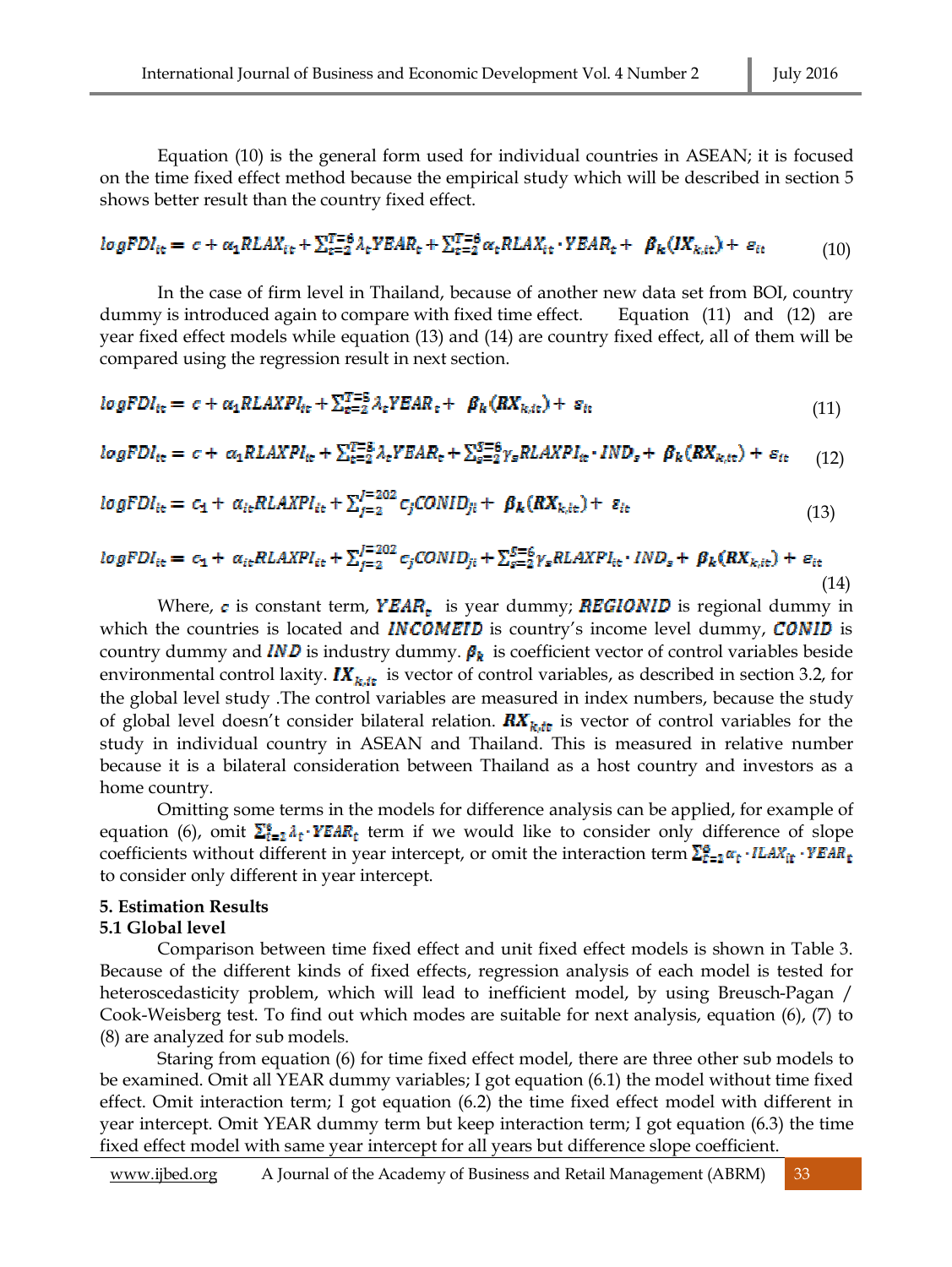Equation (10) is the general form used for individual countries in ASEAN; it is focused on the time fixed effect method because the empirical study which will be described in section 5 shows better result than the country fixed effect.

$$logFDI_{it} = c + \alpha_1 RLAX_{it} + \sum_{t=2}^{T=6} \lambda_t YEAR_t + \sum_{t=2}^{T=6} \alpha_t RLAX_{it} \cdot YEAR_t + \beta_k (IX_{k,it}) + \varepsilon_{it} \quad (10)$$

In the case of firm level in Thailand, because of another new data set from BOI, country dummy is introduced again to compare with fixed time effect. Equation (11) and (12) are year fixed effect models while equation (13) and (14) are country fixed effect, all of them will be compared using the regression result in next section.

$$logFDI_{it} = c + \alpha_1 RLAXPI_{it} + \sum_{t=2}^{T=5} \lambda_t YEAR_t + \beta_k (RX_{k,it}) + \varepsilon_{it} \quad (11)$$

$$logFDI_{it} = c + \alpha_1 RLAXPI_{it} + \sum_{t=2}^{T=5} \lambda_t YEAR_t + \sum_{s=2}^{S=6} \gamma_s RLAXPI_{it} \cdot IND_s + \beta_k (RX_{k,it}) + \varepsilon_{it} \quad (12)$$

$$logFDI_{it} = c_1 + \alpha_{it} RLAXPI_{it} + \sum_{j=2}^{J=202} c_j CONID_{ji} + \beta_k (RX_{k,it}) + \varepsilon_{it} \quad (13)$$

$$logFDI_{it} = c_1 + \alpha_{it} RLAXPI_{it} + \sum_{j=2}^{J=202} c_j CONID_{ji} + \sum_{s=2}^{S=6} \gamma_s RLAXPI_{it} \cdot IND_s + \beta_k (RX_{k,it}) + \varepsilon_{it} \quad (14)$$

Where, $c$ is constant term, $YEAR_t$ is year dummy; $REGIONID$ is regional dummy in which the countries is located and $INCOMEID$ is country's income level dummy, $CONID$ is country dummy and $IND$ is industry dummy. $\beta_k$ is coefficient vector of control variables beside environmental control laxity. $IX_{k,it}$ is vector of control variables, as described in section 3.2, for the global level study .The control variables are measured in index numbers, because the study of global level doesn't consider bilateral relation. $RX_{k,it}$ is vector of control variables for the study in individual country in ASEAN and Thailand. This is measured in relative number because it is a bilateral consideration between Thailand as a host country and investors as a home country.

Omitting some terms in the models for difference analysis can be applied, for example of equation (6), omit $\sum_{t=2}^{6} \lambda_t \cdot YEAR_t$ term if we would like to consider only difference of slope coefficients without different in year intercept, or omit the interaction term $\sum_{t=2}^{6} \alpha_t \cdot ILAX_{it} \cdot YEAR_t$ to consider only different in year intercept.

## 5. Estimation Results

### 5.1 Global level

Comparison between time fixed effect and unit fixed effect models is shown in Table 3. Because of the different kinds of fixed effects, regression analysis of each model is tested for heteroscedasticity problem, which will lead to inefficient model, by using Breusch-Pagan / Cook-Weisberg test. To find out which modes are suitable for next analysis, equation (6), (7) to (8) are analyzed for sub models.

Staring from equation (6) for time fixed effect model, there are three other sub models to be examined. Omit all YEAR dummy variables; I got equation (6.1) the model without time fixed effect. Omit interaction term; I got equation (6.2) the time fixed effect model with different in year intercept. Omit YEAR dummy term but keep interaction term; I got equation (6.3) the time fixed effect model with same year intercept for all years but difference slope coefficient.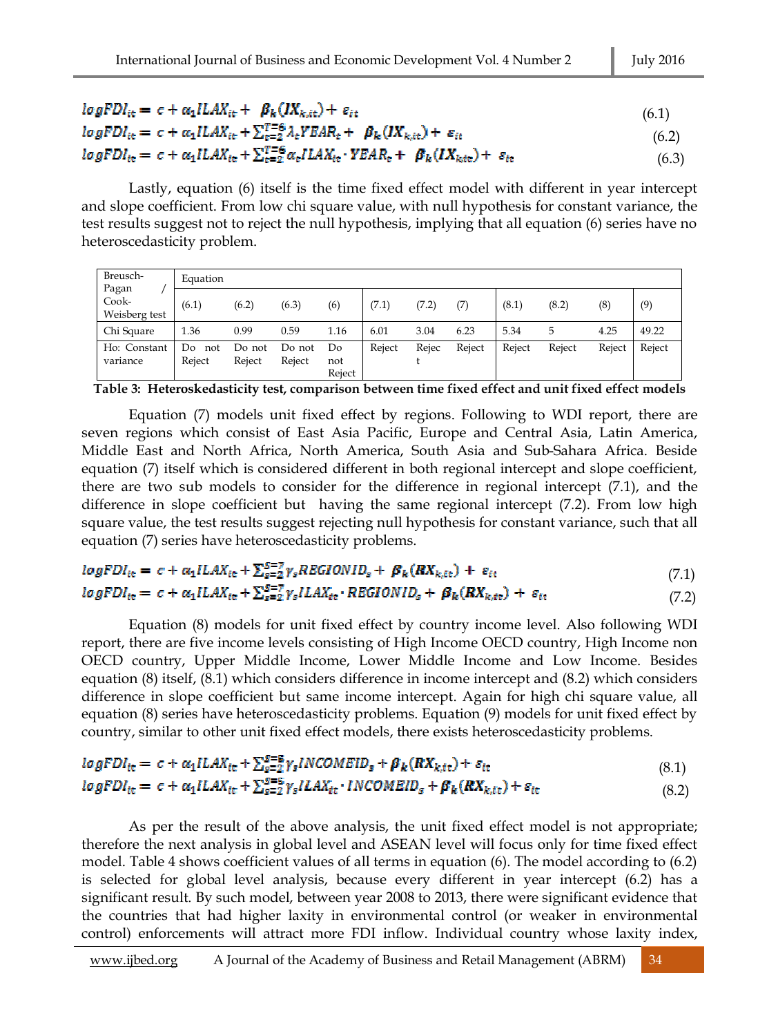$$logFDI_{it} = c + \alpha_1 ILAX_{it} + \beta_k(IX_{k,it}) + \varepsilon_{it} \tag{6.1}$$

$$logFDI_{it} = c + \alpha_1 ILAX_{it} + \sum_{t=2}^{T=6} \lambda_t YEAR_t + \beta_k(IX_{k,it}) + \varepsilon_{it} \tag{6.2}$$

$$logFDI_{it} = c + \alpha_1 ILAX_{it} + \sum_{t=2}^{T=6} \alpha_t ILAX_{it} \cdot YEAR_t + \beta_k(IX_{k,it}) + \varepsilon_{it} \tag{6.3}$$

Lastly, equation (6) itself is the time fixed effect model with different in year intercept and slope coefficient. From low chi square value, with null hypothesis for constant variance, the test results suggest not to reject the null hypothesis, implying that all equation (6) series have no heteroscedasticity problem.

| Breusch-Pagan / Cook-Weisberg test | Equation | | | | | | | | | | |
|---|---|---|---|---|---|---|---|---|---|---|---|
| | (6.1) | (6.2) | (6.3) | (6) | (7.1) | (7.2) | (7) | (8.1) | (8.2) | (8) | (9) |
| Chi Square | 1.36 | 0.99 | 0.59 | 1.16 | 6.01 | 3.04 | 6.23 | 5.34 | 5 | 4.25 | 49.22 |
| Ho: Constant variance | Do not Reject | Do not Reject | Do not Reject | Do not Reject | Reject | Reject | Reject | Reject | Reject | Reject | Reject |

**Table 3: Heteroskedasticity test, comparison between time fixed effect and unit fixed effect models**

Equation (7) models unit fixed effect by regions. Following to WDI report, there are seven regions which consist of East Asia Pacific, Europe and Central Asia, Latin America, Middle East and North Africa, North America, South Asia and Sub-Sahara Africa. Beside equation (7) itself which is considered different in both regional intercept and slope coefficient, there are two sub models to consider for the difference in regional intercept (7.1), and the difference in slope coefficient but having the same regional intercept (7.2). From low high square value, the test results suggest rejecting null hypothesis for constant variance, such that all equation (7) series have heteroscedasticity problems.

$$logFDI_{it} = c + \alpha_1 ILAX_{it} + \sum_{s=2}^{S=7} \gamma_s REGIONID_s + \beta_k(RX_{k,it}) + \varepsilon_{it} \tag{7.1}$$

$$logFDI_{it} = c + \alpha_1 ILAX_{it} + \sum_{s=2}^{S=7} \gamma_s ILAX_{it} \cdot REGIONID_s + \beta_k(RX_{k,it}) + \varepsilon_{it} \tag{7.2}$$

Equation (8) models for unit fixed effect by country income level. Also following WDI report, there are five income levels consisting of High Income OECD country, High Income non OECD country, Upper Middle Income, Lower Middle Income and Low Income. Besides equation (8) itself, (8.1) which considers difference in income intercept and (8.2) which considers difference in slope coefficient but same income intercept. Again for high chi square value, all equation (8) series have heteroscedasticity problems. Equation (9) models for unit fixed effect by country, similar to other unit fixed effect models, there exists heteroscedasticity problems.

$$logFDI_{it} = c + \alpha_1 ILAX_{it} + \sum_{s=2}^{S=5} \gamma_s INCOMEID_s + \beta_k(RX_{k,it}) + \varepsilon_{it} \tag{8.1}$$

$$logFDI_{it} = c + \alpha_1 ILAX_{it} + \sum_{s=2}^{S=5} \gamma_s ILAX_{it} \cdot INCOMEID_s + \beta_k(RX_{k,it}) + \varepsilon_{it} \tag{8.2}$$

As per the result of the above analysis, the unit fixed effect model is not appropriate; therefore the next analysis in global level and ASEAN level will focus only for time fixed effect model. Table 4 shows coefficient values of all terms in equation (6). The model according to (6.2) is selected for global level analysis, because every different in year intercept (6.2) has a significant result. By such model, between year 2008 to 2013, there were significant evidence that the countries that had higher laxity in environmental control (or weaker in environmental control) enforcements will attract more FDI inflow. Individual country whose laxity index,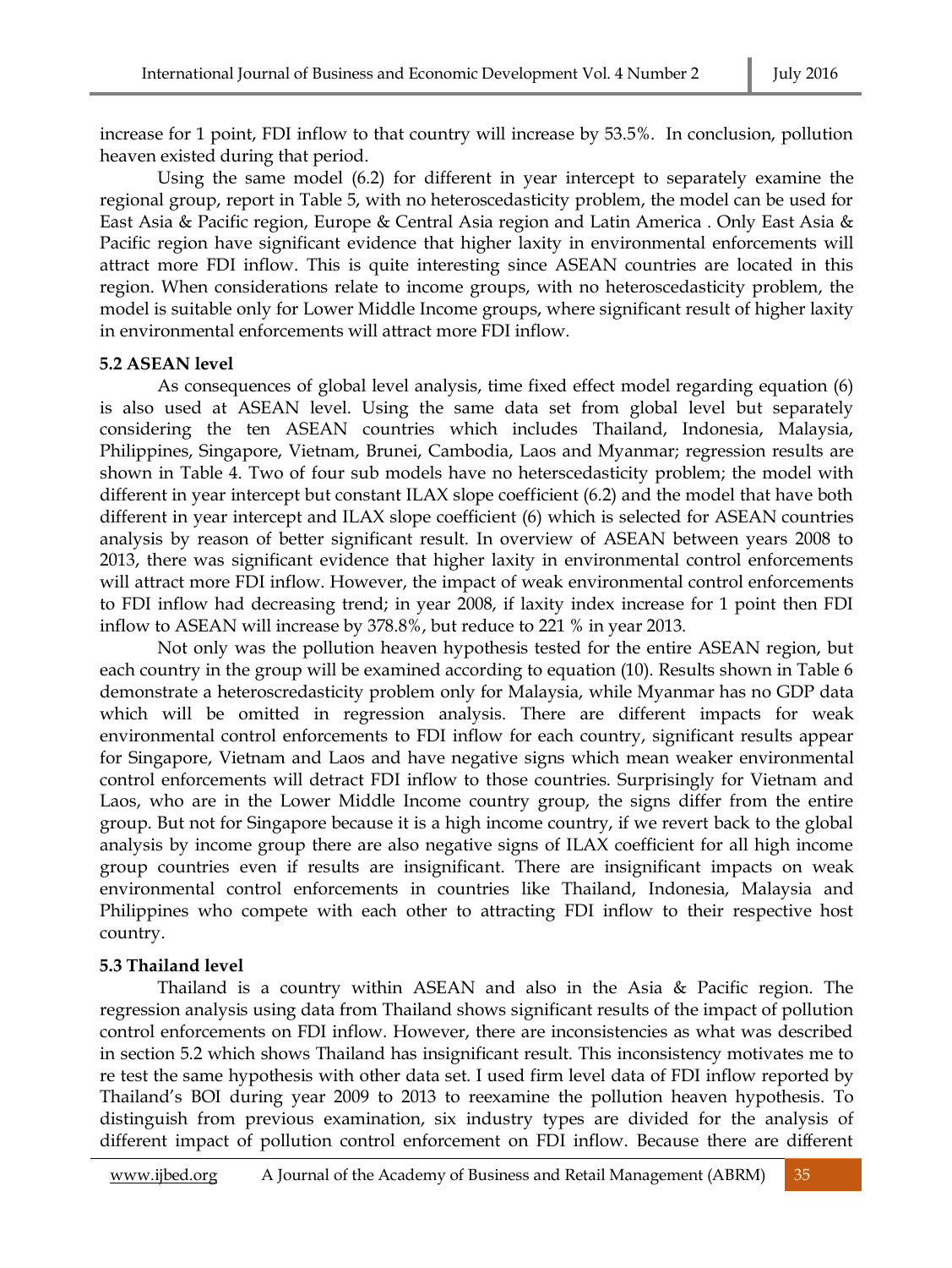increase for 1 point, FDI inflow to that country will increase by 53.5%. In conclusion, pollution heaven existed during that period.

Using the same model (6.2) for different in year intercept to separately examine the regional group, report in Table 5, with no heteroscedasticity problem, the model can be used for East Asia & Pacific region, Europe & Central Asia region and Latin America . Only East Asia & Pacific region have significant evidence that higher laxity in environmental enforcements will attract more FDI inflow. This is quite interesting since ASEAN countries are located in this region. When considerations relate to income groups, with no heteroscedasticity problem, the model is suitable only for Lower Middle Income groups, where significant result of higher laxity in environmental enforcements will attract more FDI inflow.

**5.2 ASEAN level**

As consequences of global level analysis, time fixed effect model regarding equation (6) is also used at ASEAN level. Using the same data set from global level but separately considering the ten ASEAN countries which includes Thailand, Indonesia, Malaysia, Philippines, Singapore, Vietnam, Brunei, Cambodia, Laos and Myanmar; regression results are shown in Table 4. Two of four sub models have no herterscedasticity problem; the model with different in year intercept but constant ILAX slope coefficient (6.2) and the model that have both different in year intercept and ILAX slope coefficient (6) which is selected for ASEAN countries analysis by reason of better significant result. In overview of ASEAN between years 2008 to 2013, there was significant evidence that higher laxity in environmental control enforcements will attract more FDI inflow. However, the impact of weak environmental control enforcements to FDI inflow had decreasing trend; in year 2008, if laxity index increase for 1 point then FDI inflow to ASEAN will increase by 378.8%, but reduce to 221 % in year 2013.

Not only was the pollution heaven hypothesis tested for the entire ASEAN region, but each country in the group will be examined according to equation (10). Results shown in Table 6 demonstrate a heteroscredasticity problem only for Malaysia, while Myanmar has no GDP data which will be omitted in regression analysis. There are different impacts for weak environmental control enforcements to FDI inflow for each country, significant results appear for Singapore, Vietnam and Laos and have negative signs which mean weaker environmental control enforcements will detract FDI inflow to those countries. Surprisingly for Vietnam and Laos, who are in the Lower Middle Income country group, the signs differ from the entire group. But not for Singapore because it is a high income country, if we revert back to the global analysis by income group there are also negative signs of ILAX coefficient for all high income group countries even if results are insignificant. There are insignificant impacts on weak environmental control enforcements in countries like Thailand, Indonesia, Malaysia and Philippines who compete with each other to attracting FDI inflow to their respective host country.

**5.3 Thailand level**

Thailand is a country within ASEAN and also in the Asia & Pacific region. The regression analysis using data from Thailand shows significant results of the impact of pollution control enforcements on FDI inflow. However, there are inconsistencies as what was described in section 5.2 which shows Thailand has insignificant result. This inconsistency motivates me to re test the same hypothesis with other data set. I used firm level data of FDI inflow reported by Thailand's BOI during year 2009 to 2013 to reexamine the pollution heaven hypothesis. To distinguish from previous examination, six industry types are divided for the analysis of different impact of pollution control enforcement on FDI inflow. Because there are different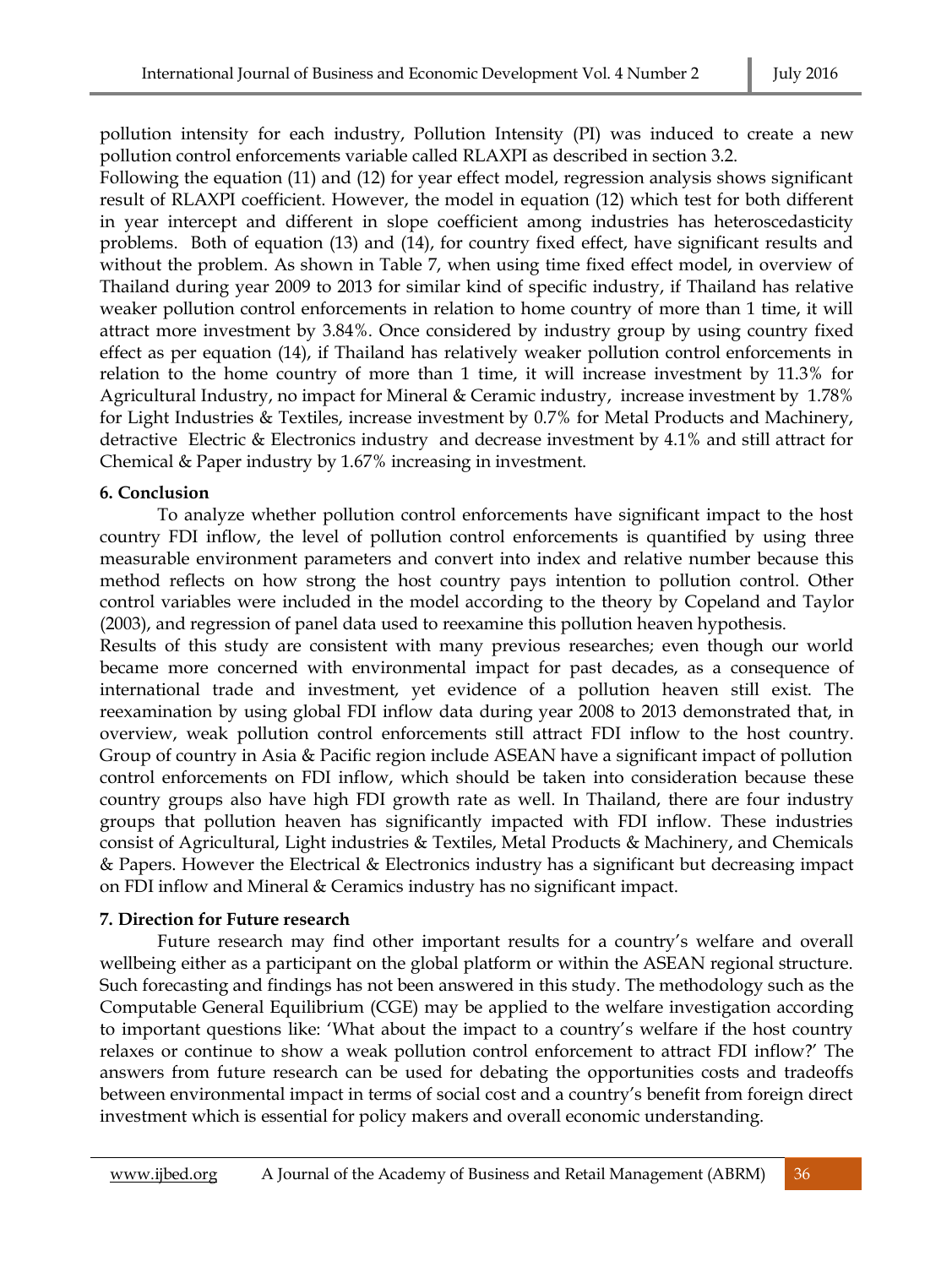pollution intensity for each industry, Pollution Intensity (PI) was induced to create a new pollution control enforcements variable called RLAXPI as described in section 3.2.

Following the equation (11) and (12) for year effect model, regression analysis shows significant result of RLAXPI coefficient. However, the model in equation (12) which test for both different in year intercept and different in slope coefficient among industries has heteroscedasticity problems. Both of equation (13) and (14), for country fixed effect, have significant results and without the problem. As shown in Table 7, when using time fixed effect model, in overview of Thailand during year 2009 to 2013 for similar kind of specific industry, if Thailand has relative weaker pollution control enforcements in relation to home country of more than 1 time, it will attract more investment by 3.84%. Once considered by industry group by using country fixed effect as per equation (14), if Thailand has relatively weaker pollution control enforcements in relation to the home country of more than 1 time, it will increase investment by 11.3% for Agricultural Industry, no impact for Mineral & Ceramic industry, increase investment by 1.78% for Light Industries & Textiles, increase investment by 0.7% for Metal Products and Machinery, detractive Electric & Electronics industry and decrease investment by 4.1% and still attract for Chemical & Paper industry by 1.67% increasing in investment.

## 6. Conclusion

To analyze whether pollution control enforcements have significant impact to the host country FDI inflow, the level of pollution control enforcements is quantified by using three measurable environment parameters and convert into index and relative number because this method reflects on how strong the host country pays intention to pollution control. Other control variables were included in the model according to the theory by Copeland and Taylor (2003), and regression of panel data used to reexamine this pollution heaven hypothesis.

Results of this study are consistent with many previous researches; even though our world became more concerned with environmental impact for past decades, as a consequence of international trade and investment, yet evidence of a pollution heaven still exist. The reexamination by using global FDI inflow data during year 2008 to 2013 demonstrated that, in overview, weak pollution control enforcements still attract FDI inflow to the host country. Group of country in Asia & Pacific region include ASEAN have a significant impact of pollution control enforcements on FDI inflow, which should be taken into consideration because these country groups also have high FDI growth rate as well. In Thailand, there are four industry groups that pollution heaven has significantly impacted with FDI inflow. These industries consist of Agricultural, Light industries & Textiles, Metal Products & Machinery, and Chemicals & Papers. However the Electrical & Electronics industry has a significant but decreasing impact on FDI inflow and Mineral & Ceramics industry has no significant impact.

## 7. Direction for Future research

Future research may find other important results for a country's welfare and overall wellbeing either as a participant on the global platform or within the ASEAN regional structure. Such forecasting and findings has not been answered in this study. The methodology such as the Computable General Equilibrium (CGE) may be applied to the welfare investigation according to important questions like: 'What about the impact to a country's welfare if the host country relaxes or continue to show a weak pollution control enforcement to attract FDI inflow?' The answers from future research can be used for debating the opportunities costs and tradeoffs between environmental impact in terms of social cost and a country's benefit from foreign direct investment which is essential for policy makers and overall economic understanding.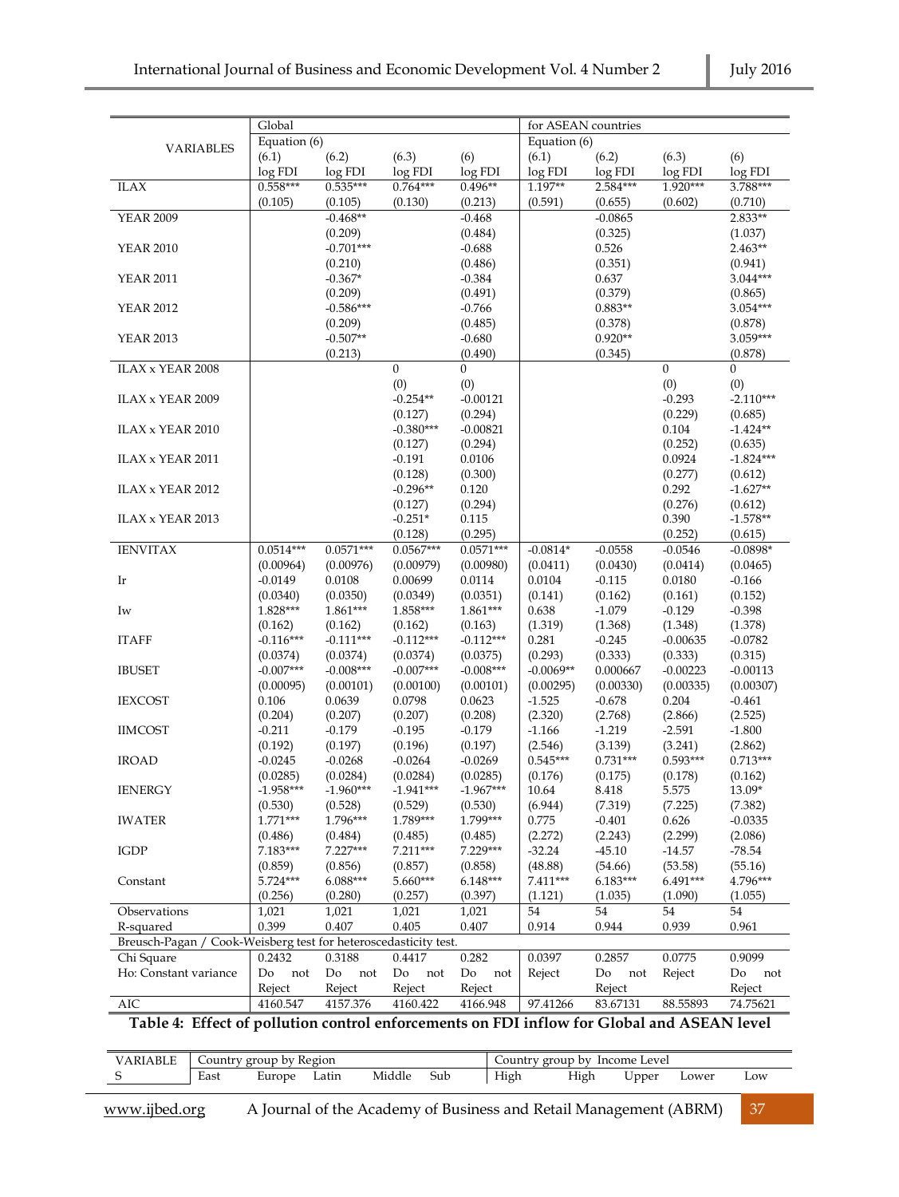| VARIABLES | Global | | | | for ASEAN countries | | | |
|---|---|---|---|---|---|---|---|---|
| | Equation (6) | | | | Equation (6) | | | |
| | (6.1) | (6.2) | (6.3) | (6) | (6.1) | (6.2) | (6.3) | (6) |
| | log FDI | log FDI | log FDI | log FDI | log FDI | log FDI | log FDI | log FDI |
| ILAX | 0.558*** | 0.535*** | 0.764*** | 0.496** | 1.197** | 2.584*** | 1.920*** | 3.788*** |
| | (0.105) | (0.105) | (0.130) | (0.213) | (0.591) | (0.655) | (0.602) | (0.710) |
| YEAR 2009 | | -0.468** | | -0.468 | | -0.0865 | | 2.833** |
| | | (0.209) | | (0.484) | | (0.325) | | (1.037) |
| YEAR 2010 | | -0.701*** | | -0.688 | | 0.526 | | 2.463** |
| | | (0.210) | | (0.486) | | (0.351) | | (0.941) |
| YEAR 2011 | | -0.367* | | -0.384 | | 0.637 | | 3.044*** |
| | | (0.209) | | (0.491) | | (0.379) | | (0.865) |
| YEAR 2012 | | -0.586*** | | -0.766 | | 0.883** | | 3.054*** |
| | | (0.209) | | (0.485) | | (0.378) | | (0.878) |
| YEAR 2013 | | -0.507** | | -0.680 | | 0.920** | | 3.059*** |
| | | (0.213) | | (0.490) | | (0.345) | | (0.878) |
| ILAX x YEAR 2008 | | | 0 | 0 | | | 0 | 0 |
| | | | (0) | (0) | | | (0) | (0) |
| ILAX x YEAR 2009 | | | -0.254** | -0.00121 | | | -0.293 | -2.110*** |
| | | | (0.127) | (0.294) | | | (0.229) | (0.685) |
| ILAX x YEAR 2010 | | | -0.380*** | -0.00821 | | | 0.104 | -1.424** |
| | | | (0.127) | (0.294) | | | (0.252) | (0.635) |
| ILAX x YEAR 2011 | | | -0.191 | 0.0106 | | | 0.0924 | -1.824*** |
| | | | (0.128) | (0.300) | | | (0.277) | (0.612) |
| ILAX x YEAR 2012 | | | -0.296** | 0.120 | | | 0.292 | -1.627** |
| | | | (0.127) | (0.294) | | | (0.276) | (0.612) |
| ILAX x YEAR 2013 | | | -0.251* | 0.115 | | | 0.390 | -1.578** |
| | | | (0.128) | (0.295) | | | (0.252) | (0.615) |
| IENVITAX | 0.0514*** | 0.0571*** | 0.0567*** | 0.0571*** | -0.0814* | -0.0558 | -0.0546 | -0.0898* |
| | (0.00964) | (0.00976) | (0.00979) | (0.00980) | (0.0411) | (0.0430) | (0.0414) | (0.0465) |
| Ir | -0.0149 | 0.0108 | 0.00699 | 0.0114 | 0.0104 | -0.115 | 0.0180 | -0.166 |
| | (0.0340) | (0.0350) | (0.0349) | (0.0351) | (0.141) | (0.162) | (0.161) | (0.152) |
| Iw | 1.828*** | 1.861*** | 1.858*** | 1.861*** | 0.638 | -1.079 | -0.129 | -0.398 |
| | (0.162) | (0.162) | (0.162) | (0.163) | (1.319) | (1.368) | (1.348) | (1.378) |
| ITAFF | -0.116*** | -0.111*** | -0.112*** | -0.112*** | 0.281 | -0.245 | -0.00635 | -0.0782 |
| | (0.0374) | (0.0374) | (0.0374) | (0.0375) | (0.293) | (0.333) | (0.333) | (0.315) |
| IBUSET | -0.007*** | -0.008*** | -0.007*** | -0.008*** | -0.0069** | 0.000667 | -0.00223 | -0.00113 |
| | (0.00095) | (0.00101) | (0.00100) | (0.00101) | (0.00295) | (0.00330) | (0.00335) | (0.00307) |
| IEXCOST | 0.106 | 0.0639 | 0.0798 | 0.0623 | -1.525 | -0.678 | 0.204 | -0.461 |
| | (0.204) | (0.207) | (0.207) | (0.208) | (2.320) | (2.768) | (2.866) | (2.525) |
| IIMCOST | -0.211 | -0.179 | -0.195 | -0.179 | -1.166 | -1.219 | -2.591 | -1.800 |
| | (0.192) | (0.197) | (0.196) | (0.197) | (2.546) | (3.139) | (3.241) | (2.862) |
| IROAD | -0.0245 | -0.0268 | -0.0264 | -0.0269 | 0.545*** | 0.731*** | 0.593*** | 0.713*** |
| | (0.0285) | (0.0284) | (0.0284) | (0.0285) | (0.176) | (0.175) | (0.178) | (0.162) |
| IENERGY | -1.958*** | -1.960*** | -1.941*** | -1.967*** | 10.64 | 8.418 | 5.575 | 13.09* |
| | (0.530) | (0.528) | (0.529) | (0.530) | (6.944) | (7.319) | (7.225) | (7.382) |
| IWATER | 1.771*** | 1.796*** | 1.789*** | 1.799*** | 0.775 | -0.401 | 0.626 | -0.0335 |
| | (0.486) | (0.484) | (0.485) | (0.485) | (2.272) | (2.243) | (2.299) | (2.086) |
| IGDP | 7.183*** | 7.227*** | 7.211*** | 7.229*** | -32.24 | -45.10 | -14.57 | -78.54 |
| | (0.859) | (0.856) | (0.857) | (0.858) | (48.88) | (54.66) | (53.58) | (55.16) |
| Constant | 5.724*** | 6.088*** | 5.660*** | 6.148*** | 7.411*** | 6.183*** | 6.491*** | 4.796*** |
| | (0.256) | (0.280) | (0.257) | (0.397) | (1.121) | (1.035) | (1.090) | (1.055) |
| Observations | 1,021 | 1,021 | 1,021 | 1,021 | 54 | 54 | 54 | 54 |
| R-squared | 0.399 | 0.407 | 0.405 | 0.407 | 0.914 | 0.944 | 0.939 | 0.961 |
| Breusch-Pagan / Cook-Weisberg test for heteroscedasticity test. | | | | | | | | |
| Chi Square | 0.2432 | 0.3188 | 0.4417 | 0.282 | 0.0397 | 0.2857 | 0.0775 | 0.9099 |
| Ho: Constant variance | Do not Reject | Do not Reject | Do not Reject | Do not Reject | Reject | Do not Reject | Reject | Do not Reject |
| AIC | 4160.547 | 4157.376 | 4160.422 | 4166.948 | 97.41266 | 83.67131 | 88.55893 | 74.75621 |

**Table 4: Effect of pollution control enforcements on FDI inflow for Global and ASEAN level**

| VARIABLES | Country group by Region | | | | | Country group by Income Level | | | | |
|---|---|---|---|---|---|---|---|---|---|---|
| | East | Europe | Latin | Middle | Sub | High | High | Upper | Lower | Low |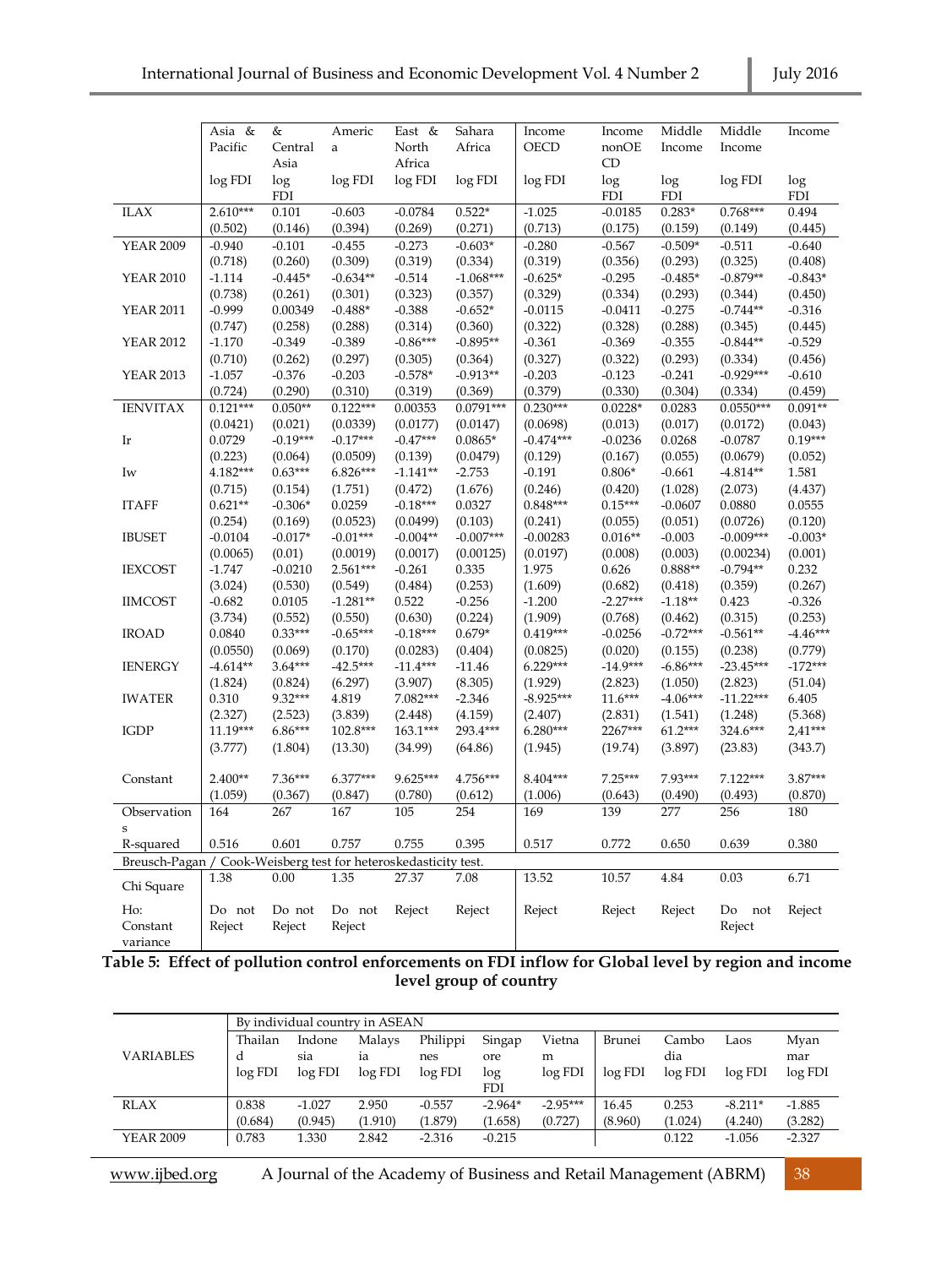| | Asia & Pacific | & Central Asia | America | East & North Africa | Sahara Africa | Income OECD | Income nonOECD | Middle Income | Middle Income | Income |
|---|---|---|---|---|---|---|---|---|---|---|
| | log FDI | log FDI | log FDI | log FDI | log FDI | log FDI | log FDI | log FDI | log FDI | log FDI |
| ILAX | 2.610*** | 0.101 | -0.603 | -0.0784 | 0.522* | -1.025 | -0.0185 | 0.283* | 0.768*** | 0.494 |
| | (0.502) | (0.146) | (0.394) | (0.269) | (0.271) | (0.713) | (0.175) | (0.159) | (0.149) | (0.445) |
| YEAR 2009 | -0.940 | -0.101 | -0.455 | -0.273 | -0.603* | -0.280 | -0.567 | -0.509* | -0.511 | -0.640 |
| | (0.718) | (0.260) | (0.309) | (0.319) | (0.334) | (0.319) | (0.356) | (0.293) | (0.325) | (0.408) |
| YEAR 2010 | -1.114 | -0.445* | -0.634** | -0.514 | -1.068*** | -0.625* | -0.295 | -0.485* | -0.879** | -0.843* |
| | (0.738) | (0.261) | (0.301) | (0.323) | (0.357) | (0.329) | (0.334) | (0.293) | (0.344) | (0.450) |
| YEAR 2011 | -0.999 | 0.00349 | -0.488* | -0.388 | -0.652* | -0.0115 | -0.0411 | -0.275 | -0.744** | -0.316 |
| | (0.747) | (0.258) | (0.288) | (0.314) | (0.360) | (0.322) | (0.328) | (0.288) | (0.345) | (0.445) |
| YEAR 2012 | -1.170 | -0.349 | -0.389 | -0.86*** | -0.895** | -0.361 | -0.369 | -0.355 | -0.844** | -0.529 |
| | (0.710) | (0.262) | (0.297) | (0.305) | (0.364) | (0.327) | (0.322) | (0.293) | (0.334) | (0.456) |
| YEAR 2013 | -1.057 | -0.376 | -0.203 | -0.578* | -0.913** | -0.203 | -0.123 | -0.241 | -0.929*** | -0.610 |
| | (0.724) | (0.290) | (0.310) | (0.319) | (0.369) | (0.379) | (0.330) | (0.304) | (0.334) | (0.459) |
| IENVITAX | 0.121*** | 0.050** | 0.122*** | 0.00353 | 0.0791*** | 0.230*** | 0.0228* | 0.0283 | 0.0550*** | 0.091** |
| | (0.0421) | (0.021) | (0.0339) | (0.0177) | (0.0147) | (0.0698) | (0.013) | (0.017) | (0.0172) | (0.043) |
| Ir | 0.0729 | -0.19*** | -0.17*** | -0.47*** | 0.0865* | -0.474*** | -0.0236 | 0.0268 | -0.0787 | 0.19*** |
| | (0.223) | (0.064) | (0.0509) | (0.139) | (0.0479) | (0.129) | (0.167) | (0.055) | (0.0679) | (0.052) |
| Iw | 4.182*** | 0.63*** | 6.826*** | -1.141** | -2.753 | -0.191 | 0.806* | -0.661 | -4.814** | 1.581 |
| | (0.715) | (0.154) | (1.751) | (0.472) | (1.676) | (0.246) | (0.420) | (1.028) | (2.073) | (4.437) |
| ITAFF | 0.621** | -0.306* | 0.0259 | -0.18*** | 0.0327 | 0.848*** | 0.15*** | -0.0607 | 0.0880 | 0.0555 |
| | (0.254) | (0.169) | (0.0523) | (0.0499) | (0.103) | (0.241) | (0.055) | (0.051) | (0.0726) | (0.120) |
| IBUSET | -0.0104 | -0.017* | -0.01*** | -0.004** | -0.007*** | -0.00283 | 0.016** | -0.003 | -0.009*** | -0.003* |
| | (0.0065) | (0.01) | (0.0019) | (0.0017) | (0.00125) | (0.0197) | (0.008) | (0.003) | (0.00234) | (0.001) |
| IEXCOST | -1.747 | -0.0210 | 2.561*** | -0.261 | 0.335 | 1.975 | 0.626 | 0.888** | -0.794** | 0.232 |
| | (3.024) | (0.530) | (0.549) | (0.484) | (0.253) | (1.609) | (0.682) | (0.418) | (0.359) | (0.267) |
| IIMCOST | -0.682 | 0.0105 | -1.281** | 0.522 | -0.256 | -1.200 | -2.27*** | -1.18** | 0.423 | -0.326 |
| | (3.734) | (0.552) | (0.550) | (0.630) | (0.224) | (1.909) | (0.768) | (0.462) | (0.315) | (0.253) |
| IROAD | 0.0840 | 0.33*** | -0.65*** | -0.18*** | 0.679* | 0.419*** | -0.0256 | -0.72*** | -0.561** | -4.46*** |
| | (0.0550) | (0.069) | (0.170) | (0.0283) | (0.404) | (0.0825) | (0.020) | (0.155) | (0.238) | (0.779) |
| IENERGY | -4.614** | 3.64*** | -42.5*** | -11.4*** | -11.46 | 6.229*** | -14.9*** | -6.86*** | -23.45*** | -172*** |
| | (1.824) | (0.824) | (6.297) | (3.907) | (8.305) | (1.929) | (2.823) | (1.050) | (2.823) | (51.04) |
| IWATER | 0.310 | 9.32*** | 4.819 | 7.082*** | -2.346 | -8.925*** | 11.6*** | -4.06*** | -11.22*** | 6.405 |
| | (2.327) | (2.523) | (3.839) | (2.448) | (4.159) | (2.407) | (2.831) | (1.541) | (1.248) | (5.368) |
| IGDP | 11.19*** | 6.86*** | 102.8*** | 163.1*** | 293.4*** | 6.280*** | 2267*** | 61.2*** | 324.6*** | 2,41*** |
| | (3.777) | (1.804) | (13.30) | (34.99) | (64.86) | (1.945) | (19.74) | (3.897) | (23.83) | (343.7) |
| Constant | 2.400** | 7.36*** | 6.377*** | 9.625*** | 4.756*** | 8.404*** | 7.25*** | 7.93*** | 7.122*** | 3.87*** |
| | (1.059) | (0.367) | (0.847) | (0.780) | (0.612) | (1.006) | (0.643) | (0.490) | (0.493) | (0.870) |
| Observations | 164 | 267 | 167 | 105 | 254 | 169 | 139 | 277 | 256 | 180 |
| R-squared | 0.516 | 0.601 | 0.757 | 0.755 | 0.395 | 0.517 | 0.772 | 0.650 | 0.639 | 0.380 |
| Breusch-Pagan / Cook-Weisberg test for heteroskedasticity test. | | | | | | | | | | |
| Chi Square | 1.38 | 0.00 | 1.35 | 27.37 | 7.08 | 13.52 | 10.57 | 4.84 | 0.03 | 6.71 |
| Ho: Constant variance | Do not Reject | Do not Reject | Do not Reject | Reject | Reject | Reject | Reject | Reject | Do not Reject | Reject |

**Table 5: Effect of pollution control enforcements on FDI inflow for Global level by region and income level group of country**

| | By individual country in ASEAN | | | | | | | | | |
|---|---|---|---|---|---|---|---|---|---|---|
| VARIABLES | Thailand | Indonesia | Malaysia | Philippines | Singapore | Vietnam | Brunei | Cambodia | Laos | Myanmar |
| | log FDI | log FDI | log FDI | log FDI | log FDI | log FDI | log FDI | log FDI | log FDI | log FDI |
| RLAX | 0.838 | -1.027 | 2.950 | -0.557 | -2.964* | -2.95*** | 16.45 | 0.253 | -8.211* | -1.885 |
| | (0.684) | (0.945) | (1.910) | (1.879) | (1.658) | (0.727) | (8.960) | (1.024) | (4.240) | (3.282) |
| YEAR 2009 | 0.783 | 1.330 | 2.842 | -2.316 | -0.215 | | | 0.122 | -1.056 | -2.327 |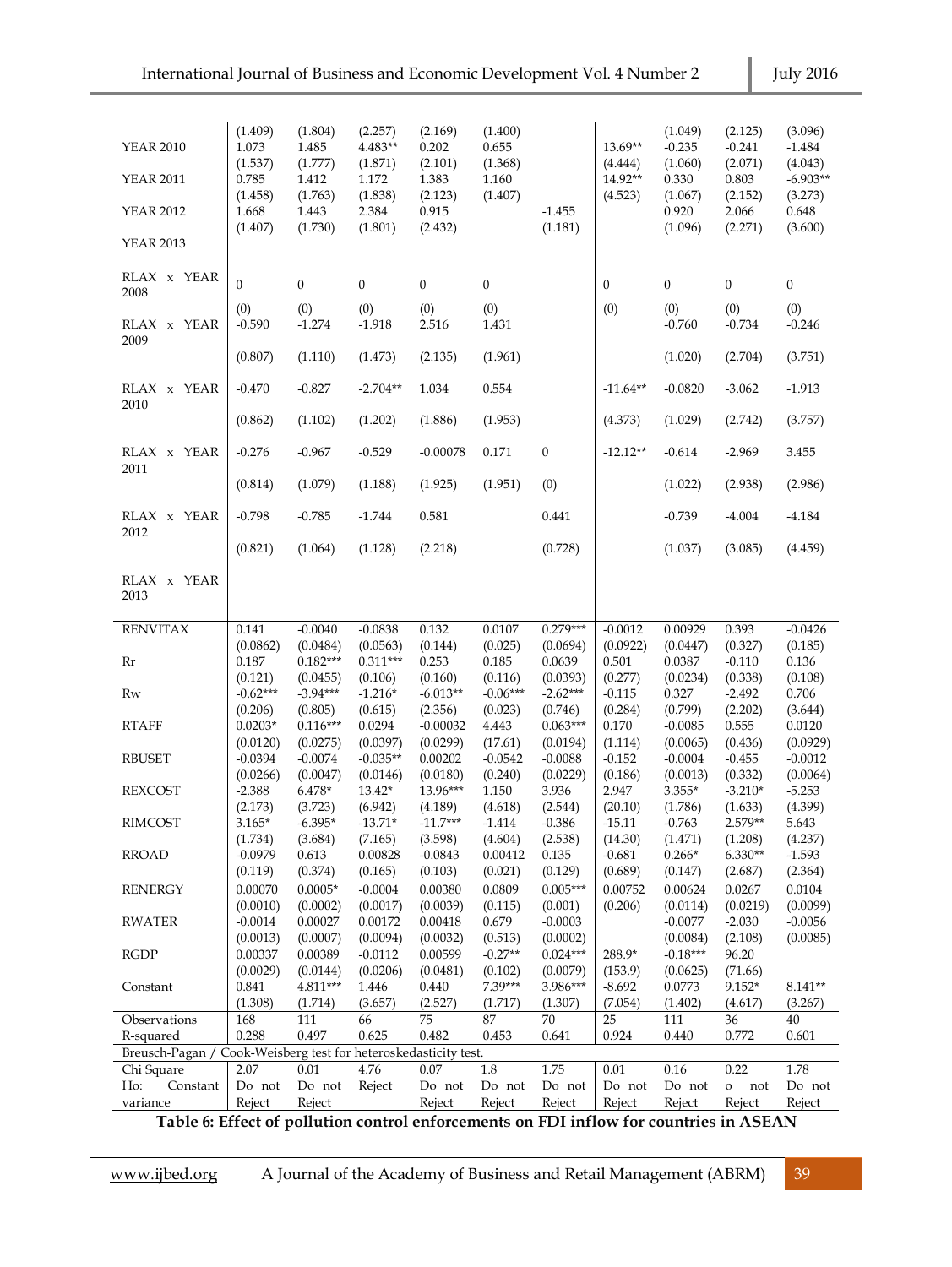| | | | | | | | | | | |
|---|---|---|---|---|---|---|---|---|---|---|
| | (1.409) | (1.804) | (2.257) | (2.169) | (1.400) | | | (1.049) | (2.125) | (3.096) |
| YEAR 2010 | 1.073 | 1.485 | 4.483** | 0.202 | 0.655 | | 13.69** | -0.235 | -0.241 | -1.484 |
| | (1.537) | (1.777) | (1.871) | (2.101) | (1.368) | | (4.444) | (1.060) | (2.071) | (4.043) |
| YEAR 2011 | 0.785 | 1.412 | 1.172 | 1.383 | 1.160 | | 14.92** | 0.330 | 0.803 | -6.903** |
| | (1.458) | (1.763) | (1.838) | (2.123) | (1.407) | | (4.523) | (1.067) | (2.152) | (3.273) |
| YEAR 2012 | 1.668 | 1.443 | 2.384 | 0.915 | | -1.455 | | 0.920 | 2.066 | 0.648 |
| | (1.407) | (1.730) | (1.801) | (2.432) | | (1.181) | | (1.096) | (2.271) | (3.600) |
| YEAR 2013 | | | | | | | | | | |
| RLAX x YEAR 2008 | 0 | 0 | 0 | 0 | 0 | | 0 | 0 | 0 | 0 |
| | (0) | (0) | (0) | (0) | (0) | | (0) | (0) | (0) | (0) |
| RLAX x YEAR 2009 | -0.590 | -1.274 | -1.918 | 2.516 | 1.431 | | | -0.760 | -0.734 | -0.246 |
| | (0.807) | (1.110) | (1.473) | (2.135) | (1.961) | | | (1.020) | (2.704) | (3.751) |
| RLAX x YEAR 2010 | -0.470 | -0.827 | -2.704** | 1.034 | 0.554 | | -11.64** | -0.0820 | -3.062 | -1.913 |
| | (0.862) | (1.102) | (1.202) | (1.886) | (1.953) | | (4.373) | (1.029) | (2.742) | (3.757) |
| RLAX x YEAR 2011 | -0.276 | -0.967 | -0.529 | -0.00078 | 0.171 | 0 | -12.12** | -0.614 | -2.969 | 3.455 |
| | (0.814) | (1.079) | (1.188) | (1.925) | (1.951) | (0) | | (1.022) | (2.938) | (2.986) |
| RLAX x YEAR 2012 | -0.798 | -0.785 | -1.744 | 0.581 | | 0.441 | | -0.739 | -4.004 | -4.184 |
| | (0.821) | (1.064) | (1.128) | (2.218) | | (0.728) | | (1.037) | (3.085) | (4.459) |
| RLAX x YEAR 2013 | | | | | | | | | | |
| RENVITAX | 0.141 | -0.0040 | -0.0838 | 0.132 | 0.0107 | 0.279*** | -0.0012 | 0.00929 | 0.393 | -0.0426 |
| | (0.0862) | (0.0484) | (0.0563) | (0.144) | (0.025) | (0.0694) | (0.0922) | (0.0447) | (0.327) | (0.185) |
| Rr | 0.187 | 0.182*** | 0.311*** | 0.253 | 0.185 | 0.0639 | 0.501 | 0.0387 | -0.110 | 0.136 |
| | (0.121) | (0.0455) | (0.106) | (0.160) | (0.116) | (0.0393) | (0.277) | (0.0234) | (0.338) | (0.108) |
| Rw | -0.62*** | -3.94*** | -1.216* | -6.013** | -0.06*** | -2.62*** | -0.115 | 0.327 | -2.492 | 0.706 |
| | (0.206) | (0.805) | (0.615) | (2.356) | (0.023) | (0.746) | (0.284) | (0.799) | (2.202) | (3.644) |
| RTAFF | 0.0203* | 0.116*** | 0.0294 | -0.00032 | 4.443 | 0.063*** | 0.170 | -0.0085 | 0.555 | 0.0120 |
| | (0.0120) | (0.0275) | (0.0397) | (0.0299) | (17.61) | (0.0194) | (1.114) | (0.0065) | (0.436) | (0.0929) |
| RBUSET | -0.0394 | -0.0074 | -0.035** | 0.00202 | -0.0542 | -0.0088 | -0.152 | -0.0004 | -0.455 | -0.0012 |
| | (0.0266) | (0.0047) | (0.0146) | (0.0180) | (0.240) | (0.0229) | (0.186) | (0.0013) | (0.332) | (0.0064) |
| REXCOST | -2.388 | 6.478* | 13.42* | 13.96*** | 1.150 | 3.936 | 2.947 | 3.355* | -3.210* | -5.253 |
| | (2.173) | (3.723) | (6.942) | (4.189) | (4.618) | (2.544) | (20.10) | (1.786) | (1.633) | (4.399) |
| RIMCOST | 3.165* | -6.395* | -13.71* | -11.7*** | -1.414 | -0.386 | -15.11 | -0.763 | 2.579** | 5.643 |
| | (1.734) | (3.684) | (7.165) | (3.598) | (4.604) | (2.538) | (14.30) | (1.471) | (1.208) | (4.237) |
| RROAD | -0.0979 | 0.613 | 0.00828 | -0.0843 | 0.00412 | 0.135 | -0.681 | 0.266* | 6.330** | -1.593 |
| | (0.119) | (0.374) | (0.165) | (0.103) | (0.021) | (0.129) | (0.689) | (0.147) | (2.687) | (2.364) |
| RENERGY | 0.00070 | 0.0005* | -0.0004 | 0.00380 | 0.0809 | 0.005*** | 0.00752 | 0.00624 | 0.0267 | 0.0104 |
| | (0.0010) | (0.0002) | (0.0017) | (0.0039) | (0.115) | (0.001) | (0.206) | (0.0114) | (0.0219) | (0.0099) |
| RWATER | -0.0014 | 0.00027 | 0.00172 | 0.00418 | 0.679 | -0.0003 | | -0.0077 | -2.030 | -0.0056 |
| | (0.0013) | (0.0007) | (0.0094) | (0.0032) | (0.513) | (0.0002) | | (0.0084) | (2.108) | (0.0085) |
| RGDP | 0.00337 | 0.00389 | -0.0112 | 0.00599 | -0.27** | 0.024*** | 288.9* | -0.18*** | 96.20 | |
| | (0.0029) | (0.0144) | (0.0206) | (0.0481) | (0.102) | (0.0079) | (153.9) | (0.0625) | (71.66) | |
| Constant | 0.841 | 4.811*** | 1.446 | 0.440 | 7.39*** | 3.986*** | -8.692 | 0.0773 | 9.152* | 8.141** |
| | (1.308) | (1.714) | (3.657) | (2.527) | (1.717) | (1.307) | (7.054) | (1.402) | (4.617) | (3.267) |
| Observations | 168 | 111 | 66 | 75 | 87 | 70 | 25 | 111 | 36 | 40 |
| R-squared | 0.288 | 0.497 | 0.625 | 0.482 | 0.453 | 0.641 | 0.924 | 0.440 | 0.772 | 0.601 |
| Breusch-Pagan / Cook-Weisberg test for heteroskedasticity test. | | | | | | | | | | |
| Chi Square | 2.07 | 0.01 | 4.76 | 0.07 | 1.8 | 1.75 | 0.01 | 0.16 | 0.22 | 1.78 |
| Ho: Constant variance | Do not Reject | Do not Reject | Reject | Do not Reject | Do not Reject | Do not Reject | Do not Reject | Do not Reject | o not Reject | Do not Reject |

**Table 6: Effect of pollution control enforcements on FDI inflow for countries in ASEAN**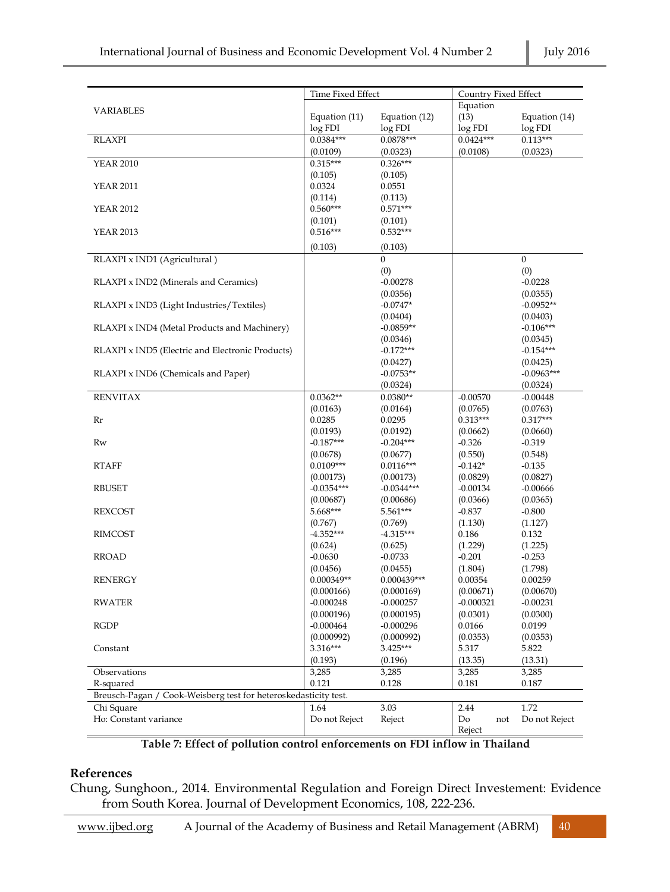| VARIABLES | Time Fixed Effect | | Country Fixed Effect | |
|---|---|---|---|---|
| | Equation (11) | Equation (12) | Equation (13) | Equation (14) |
| | log FDI | log FDI | log FDI | log FDI |
| RLAXPI | 0.0384*** | 0.0878*** | 0.0424*** | 0.113*** |
| | (0.0109) | (0.0323) | (0.0108) | (0.0323) |
| YEAR 2010 | 0.315*** | 0.326*** | | |
| | (0.105) | (0.105) | | |
| YEAR 2011 | 0.0324 | 0.0551 | | |
| | (0.114) | (0.113) | | |
| YEAR 2012 | 0.560*** | 0.571*** | | |
| | (0.101) | (0.101) | | |
| YEAR 2013 | 0.516*** | 0.532*** | | |
| | (0.103) | (0.103) | | |
| RLAXPI x IND1 (Agricultural ) | | 0 | | 0 |
| | | (0) | | (0) |
| RLAXPI x IND2 (Minerals and Ceramics) | | -0.00278 | | -0.0228 |
| | | (0.0356) | | (0.0355) |
| RLAXPI x IND3 (Light Industries/Textiles) | | -0.0747* | | -0.0952** |
| | | (0.0404) | | (0.0403) |
| RLAXPI x IND4 (Metal Products and Machinery) | | -0.0859** | | -0.106*** |
| | | (0.0346) | | (0.0345) |
| RLAXPI x IND5 (Electric and Electronic Products) | | -0.172*** | | -0.154*** |
| | | (0.0427) | | (0.0425) |
| RLAXPI x IND6 (Chemicals and Paper) | | -0.0753** | | -0.0963*** |
| | | (0.0324) | | (0.0324) |
| RENVITAX | 0.0362** | 0.0380** | -0.00570 | -0.00448 |
| | (0.0163) | (0.0164) | (0.0765) | (0.0763) |
| Rr | 0.0285 | 0.0295 | 0.313*** | 0.317*** |
| | (0.0193) | (0.0192) | (0.0662) | (0.0660) |
| Rw | -0.187*** | -0.204*** | -0.326 | -0.319 |
| | (0.0678) | (0.0677) | (0.550) | (0.548) |
| RTAFF | 0.0109*** | 0.0116*** | -0.142* | -0.135 |
| | (0.00173) | (0.00173) | (0.0829) | (0.0827) |
| RBUSET | -0.0354*** | -0.0344*** | -0.00134 | -0.00666 |
| | (0.00687) | (0.00686) | (0.0366) | (0.0365) |
| REXCOST | 5.668*** | 5.561*** | -0.837 | -0.800 |
| | (0.767) | (0.769) | (1.130) | (1.127) |
| RIMCOST | -4.352*** | -4.315*** | 0.186 | 0.132 |
| | (0.624) | (0.625) | (1.229) | (1.225) |
| RROAD | -0.0630 | -0.0733 | -0.201 | -0.253 |
| | (0.0456) | (0.0455) | (1.804) | (1.798) |
| RENERGY | 0.000349** | 0.000439*** | 0.00354 | 0.00259 |
| | (0.000166) | (0.000169) | (0.00671) | (0.00670) |
| RWATER | -0.000248 | -0.000257 | -0.000321 | -0.00231 |
| | (0.000196) | (0.000195) | (0.0301) | (0.0300) |
| RGDP | -0.000464 | -0.000296 | 0.0166 | 0.0199 |
| | (0.000992) | (0.000992) | (0.0353) | (0.0353) |
| Constant | 3.316*** | 3.425*** | 5.317 | 5.822 |
| | (0.193) | (0.196) | (13.35) | (13.31) |
| Observations | 3,285 | 3,285 | 3,285 | 3,285 |
| R-squared | 0.121 | 0.128 | 0.181 | 0.187 |
| Breusch-Pagan / Cook-Weisberg test for heteroskedasticity test. | | | | |
| Chi Square | 1.64 | 3.03 | 2.44 | 1.72 |
| Ho: Constant variance | Do not Reject | Reject | Do not Reject | Do not Reject |

**Table 7: Effect of pollution control enforcements on FDI inflow in Thailand**

## References

Chung, Sunghoon., 2014. Environmental Regulation and Foreign Direct Investement: Evidence from South Korea. Journal of Development Economics, 108, 222-236.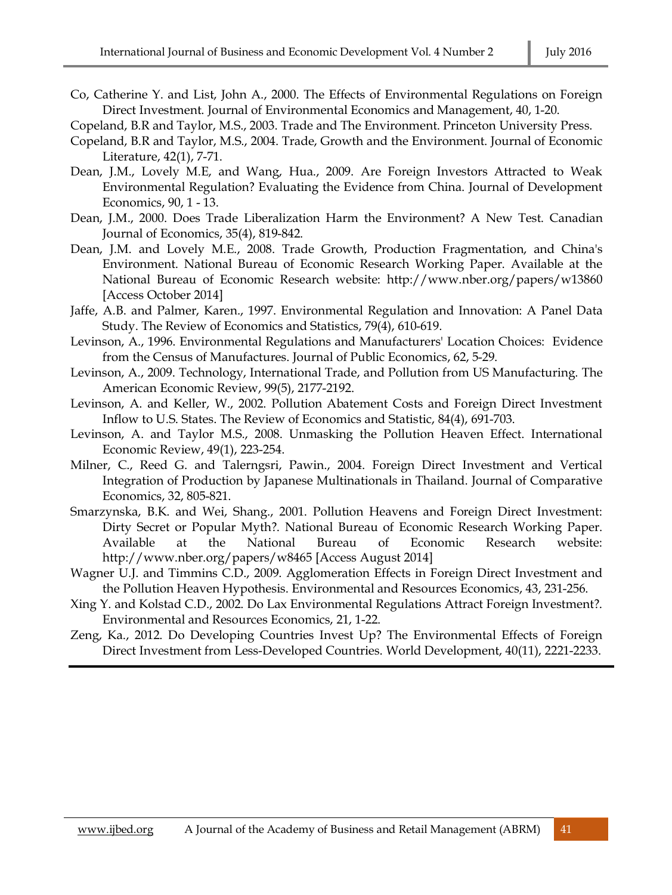Co, Catherine Y. and List, John A., 2000. The Effects of Environmental Regulations on Foreign Direct Investment. Journal of Environmental Economics and Management, 40, 1-20.

Copeland, B.R and Taylor, M.S., 2003. Trade and The Environment. Princeton University Press.

Copeland, B.R and Taylor, M.S., 2004. Trade, Growth and the Environment. Journal of Economic Literature, 42(1), 7-71.

Dean, J.M., Lovely M.E, and Wang, Hua., 2009. Are Foreign Investors Attracted to Weak Environmental Regulation? Evaluating the Evidence from China. Journal of Development Economics, 90, 1 - 13.

Dean, J.M., 2000. Does Trade Liberalization Harm the Environment? A New Test. Canadian Journal of Economics, 35(4), 819-842.

Dean, J.M. and Lovely M.E., 2008. Trade Growth, Production Fragmentation, and China's Environment. National Bureau of Economic Research Working Paper. Available at the National Bureau of Economic Research website: http://www.nber.org/papers/w13860 [Access October 2014]

Jaffe, A.B. and Palmer, Karen., 1997. Environmental Regulation and Innovation: A Panel Data Study. The Review of Economics and Statistics, 79(4), 610-619.

Levinson, A., 1996. Environmental Regulations and Manufacturers' Location Choices: Evidence from the Census of Manufactures. Journal of Public Economics, 62, 5-29.

Levinson, A., 2009. Technology, International Trade, and Pollution from US Manufacturing. The American Economic Review, 99(5), 2177-2192.

Levinson, A. and Keller, W., 2002. Pollution Abatement Costs and Foreign Direct Investment Inflow to U.S. States. The Review of Economics and Statistic, 84(4), 691-703.

Levinson, A. and Taylor M.S., 2008. Unmasking the Pollution Heaven Effect. International Economic Review, 49(1), 223-254.

Milner, C., Reed G. and Talerngsri, Pawin., 2004. Foreign Direct Investment and Vertical Integration of Production by Japanese Multinationals in Thailand. Journal of Comparative Economics, 32, 805-821.

Smarzynska, B.K. and Wei, Shang., 2001. Pollution Heavens and Foreign Direct Investment: Dirty Secret or Popular Myth?. National Bureau of Economic Research Working Paper. Available at the National Bureau of Economic Research website: http://www.nber.org/papers/w8465 [Access August 2014]

Wagner U.J. and Timmins C.D., 2009. Agglomeration Effects in Foreign Direct Investment and the Pollution Heaven Hypothesis. Environmental and Resources Economics, 43, 231-256.

Xing Y. and Kolstad C.D., 2002. Do Lax Environmental Regulations Attract Foreign Investment?. Environmental and Resources Economics, 21, 1-22.

Zeng, Ka., 2012. Do Developing Countries Invest Up? The Environmental Effects of Foreign Direct Investment from Less-Developed Countries. World Development, 40(11), 2221-2233.